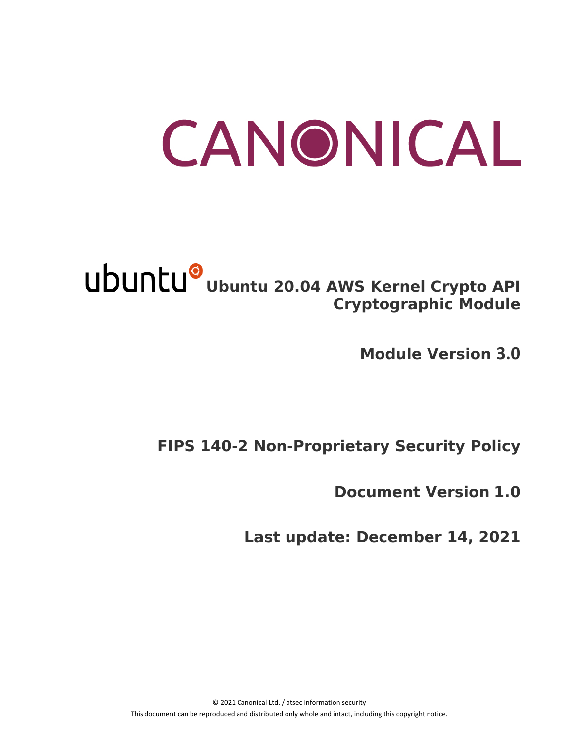CANONICAL

ubuntu

# Ubuntu 20.04 AWS Kernel Crypto API Cryptographic Module

## Module Version 3.0

## FIPS 140-2 Non-Proprietary Security Policy

## Document Version 1.0

## Last update: December 14, 2021

© 2021 Canonical Ltd. / atsec information security

This document can be reproduced and distributed only whole and intact, including this copyright notice.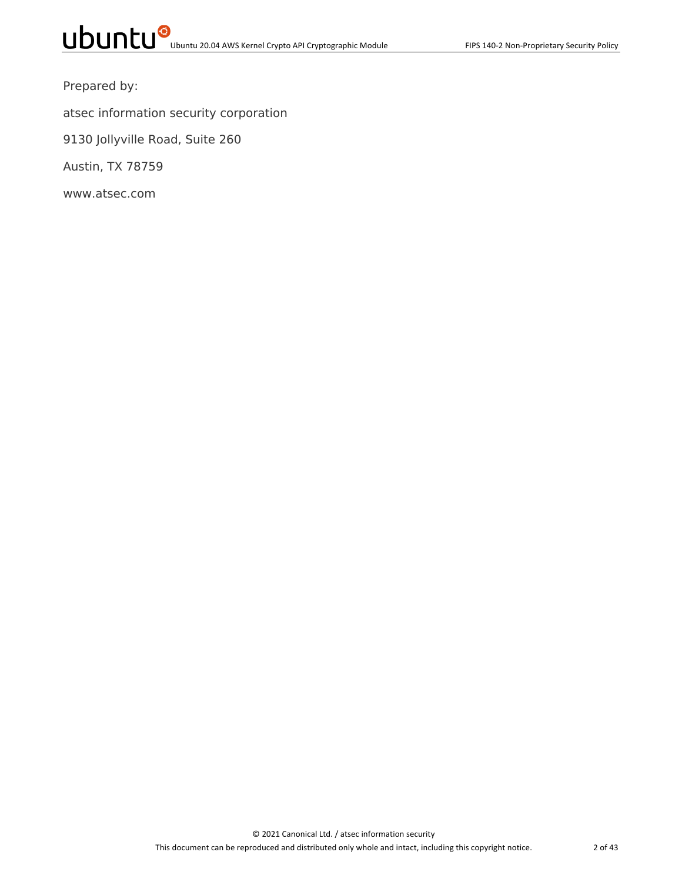Prepared by:

atsec information security corporation

9130 Jollyville Road, Suite 260

Austin, TX 78759

www.atsec.com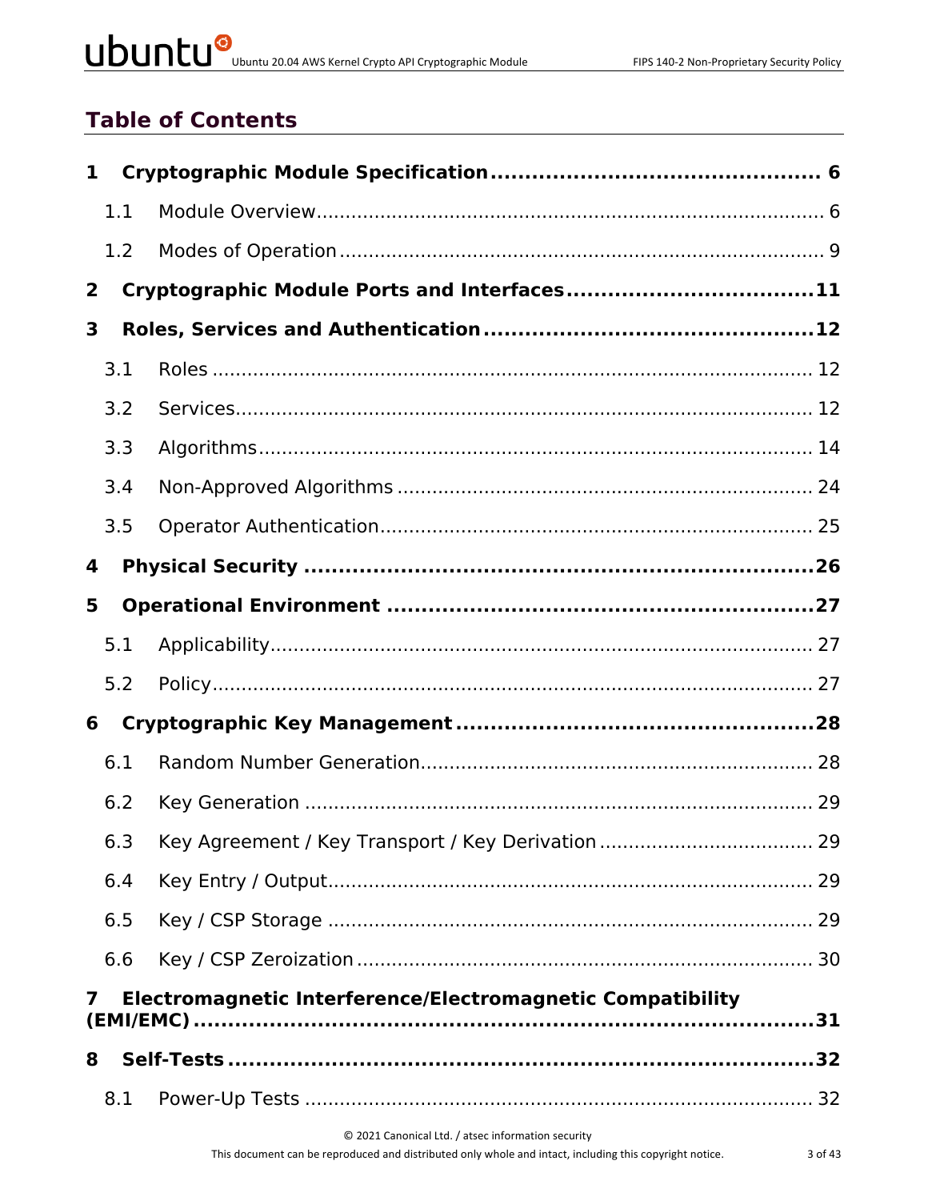# Table of Contents

**1 Cryptographic Module Specification ................................................ 6**

1.1 Module Overview ........................................................................................ 6

1.2 Modes of Operation .................................................................................... 9

**2 Cryptographic Module Ports and Interfaces ...................................11**

**3 Roles, Services and Authentication ................................................12**

3.1 Roles ........................................................................................................ 12

3.2 Services .................................................................................................... 12

3.3 Algorithms ................................................................................................ 14

3.4 Non-Approved Algorithms ......................................................................... 24

3.5 Operator Authentication ............................................................................ 25

**4 Physical Security ..........................................................................26**

**5 Operational Environment .............................................................27**

5.1 Applicability .............................................................................................. 27

5.2 Policy ........................................................................................................ 27

**6 Cryptographic Key Management ....................................................28**

6.1 Random Number Generation ..................................................................... 28

6.2 Key Generation ......................................................................................... 29

6.3 Key Agreement / Key Transport / Key Derivation ..................................... 29

6.4 Key Entry / Output .................................................................................... 29

6.5 Key / CSP Storage .................................................................................... 29

6.6 Key / CSP Zeroization ............................................................................... 30

**7 Electromagnetic Interference/Electromagnetic Compatibility (EMI/EMC) ..........................................................................................31**

**8 Self-Tests ......................................................................................32**

8.1 Power-Up Tests ........................................................................................ 32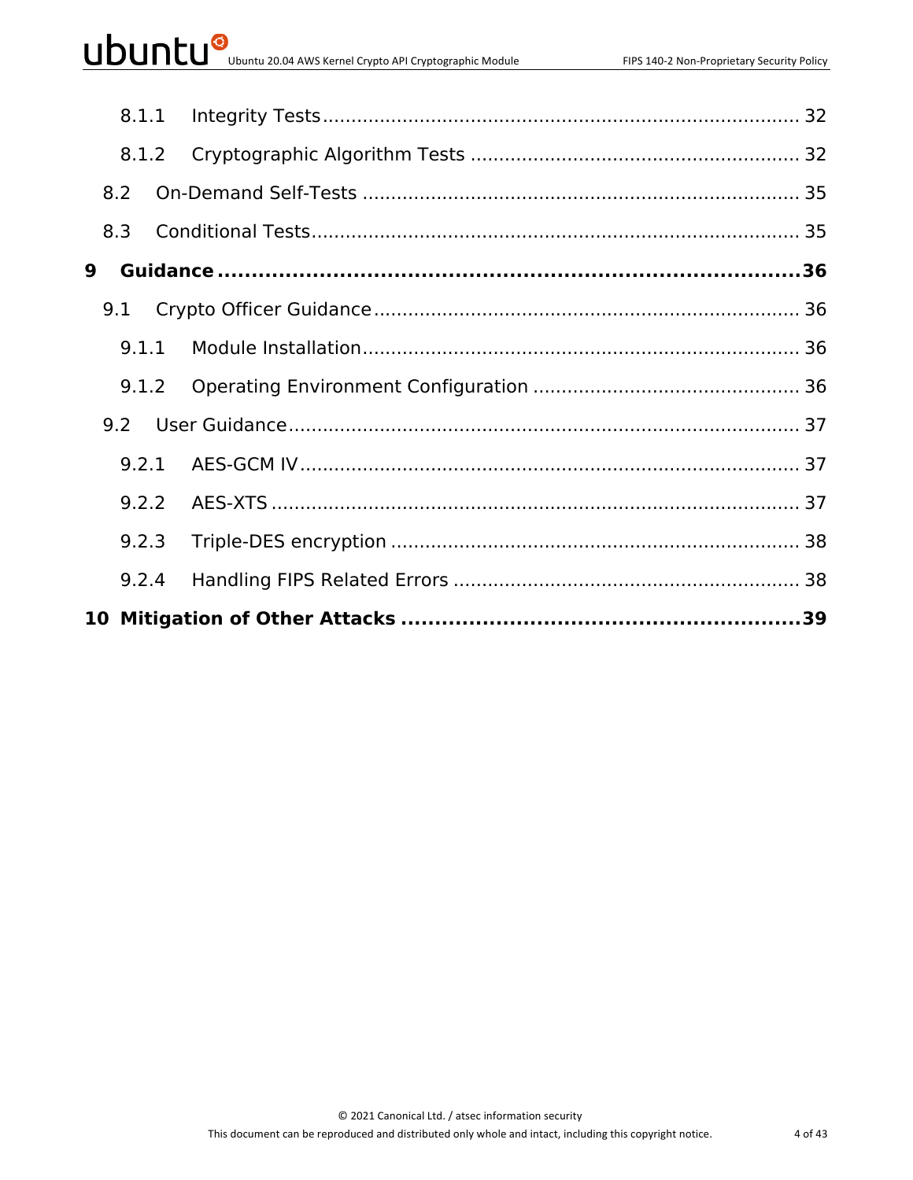8.1.1 Integrity Tests ........................................................................ 32

8.1.2 Cryptographic Algorithm Tests ......................................................... 32

8.2 On-Demand Self-Tests ....................................................................... 35

8.3 Conditional Tests .............................................................................. 35

**9 Guidance ........................................................................................ 36**

9.1 Crypto Officer Guidance ..................................................................... 36

9.1.1 Module Installation ........................................................................ 36

9.1.2 Operating Environment Configuration ............................................... 36

9.2 User Guidance ................................................................................... 37

9.2.1 AES-GCM IV ................................................................................... 37

9.2.2 AES-XTS ........................................................................................ 37

9.2.3 Triple-DES encryption .................................................................... 38

9.2.4 Handling FIPS Related Errors .......................................................... 38

**10 Mitigation of Other Attacks ............................................................ 39**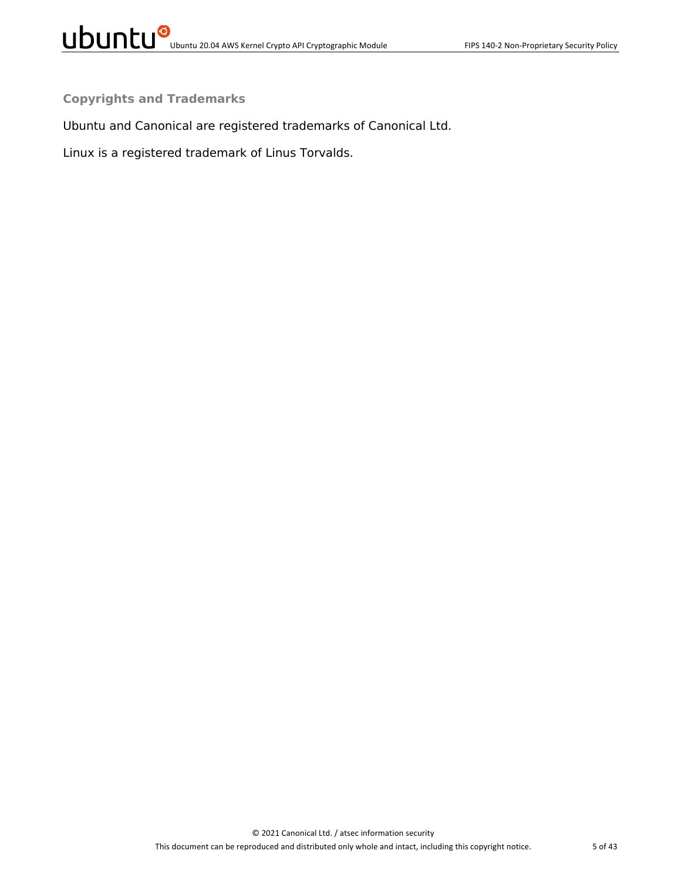## Copyrights and Trademarks

Ubuntu and Canonical are registered trademarks of Canonical Ltd.

Linux is a registered trademark of Linus Torvalds.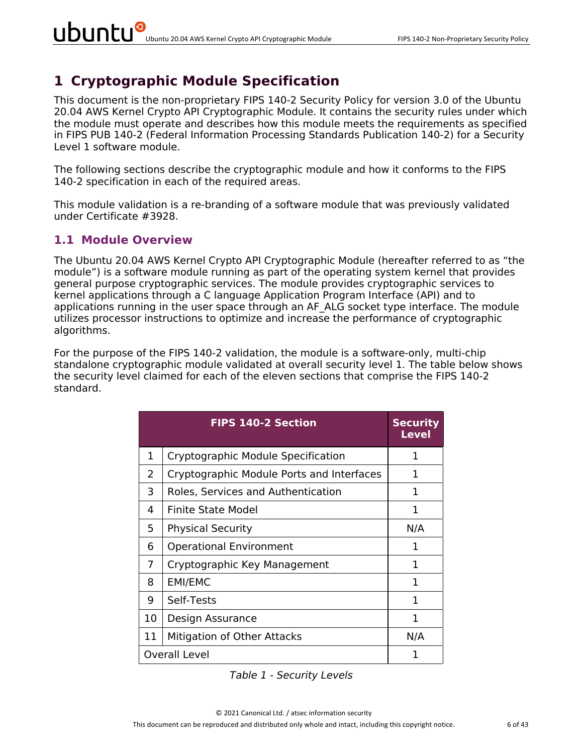# 1 Cryptographic Module Specification

This document is the non-proprietary FIPS 140-2 Security Policy for version 3.0 of the Ubuntu 20.04 AWS Kernel Crypto API Cryptographic Module. It contains the security rules under which the module must operate and describes how this module meets the requirements as specified in FIPS PUB 140-2 (Federal Information Processing Standards Publication 140-2) for a Security Level 1 software module.

The following sections describe the cryptographic module and how it conforms to the FIPS 140-2 specification in each of the required areas.

This module validation is a re-branding of a software module that was previously validated under Certificate #3928.

## 1.1 Module Overview

The Ubuntu 20.04 AWS Kernel Crypto API Cryptographic Module (hereafter referred to as "the module") is a software module running as part of the operating system kernel that provides general purpose cryptographic services. The module provides cryptographic services to kernel applications through a C language Application Program Interface (API) and to applications running in the user space through an AF_ALG socket type interface. The module utilizes processor instructions to optimize and increase the performance of cryptographic algorithms.

For the purpose of the FIPS 140-2 validation, the module is a software-only, multi-chip standalone cryptographic module validated at overall security level 1. The table below shows the security level claimed for each of the eleven sections that comprise the FIPS 140-2 standard.

| FIPS 140-2 Section | | Security Level |
|---|---|---|
| 1 | Cryptographic Module Specification | 1 |
| 2 | Cryptographic Module Ports and Interfaces | 1 |
| 3 | Roles, Services and Authentication | 1 |
| 4 | Finite State Model | 1 |
| 5 | Physical Security | N/A |
| 6 | Operational Environment | 1 |
| 7 | Cryptographic Key Management | 1 |
| 8 | EMI/EMC | 1 |
| 9 | Self-Tests | 1 |
| 10 | Design Assurance | 1 |
| 11 | Mitigation of Other Attacks | N/A |
| Overall Level | | 1 |

*Table 1 - Security Levels*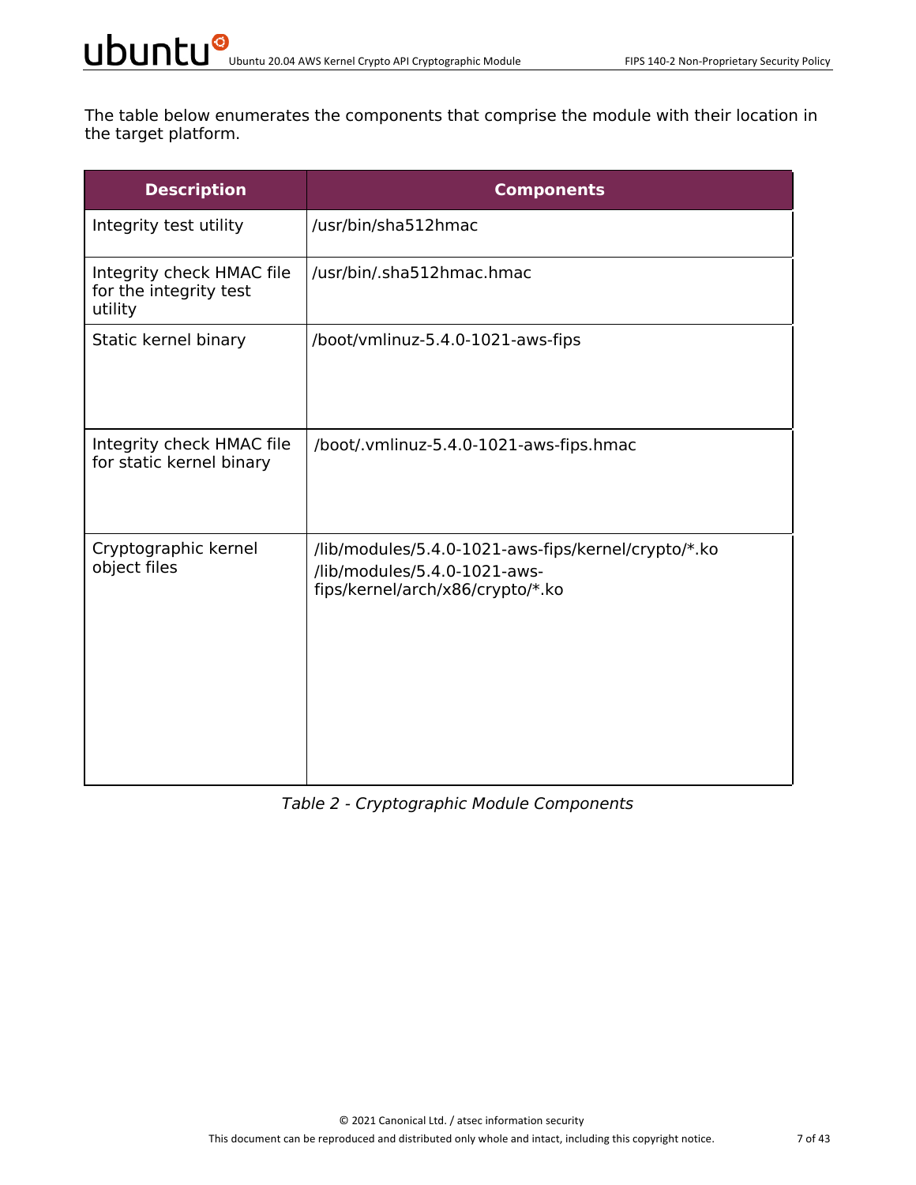The table below enumerates the components that comprise the module with their location in the target platform.

| Description | Components |
| --- | --- |
| Integrity test utility | /usr/bin/sha512hmac |
| Integrity check HMAC file for the integrity test utility | /usr/bin/.sha512hmac.hmac |
| Static kernel binary | /boot/vmlinuz-5.4.0-1021-aws-fips |
| Integrity check HMAC file for static kernel binary | /boot/.vmlinuz-5.4.0-1021-aws-fips.hmac |
| Cryptographic kernel object files | /lib/modules/5.4.0-1021-aws-fips/kernel/crypto/*.ko<br>/lib/modules/5.4.0-1021-aws-fips/kernel/arch/x86/crypto/*.ko |

*Table 2 - Cryptographic Module Components*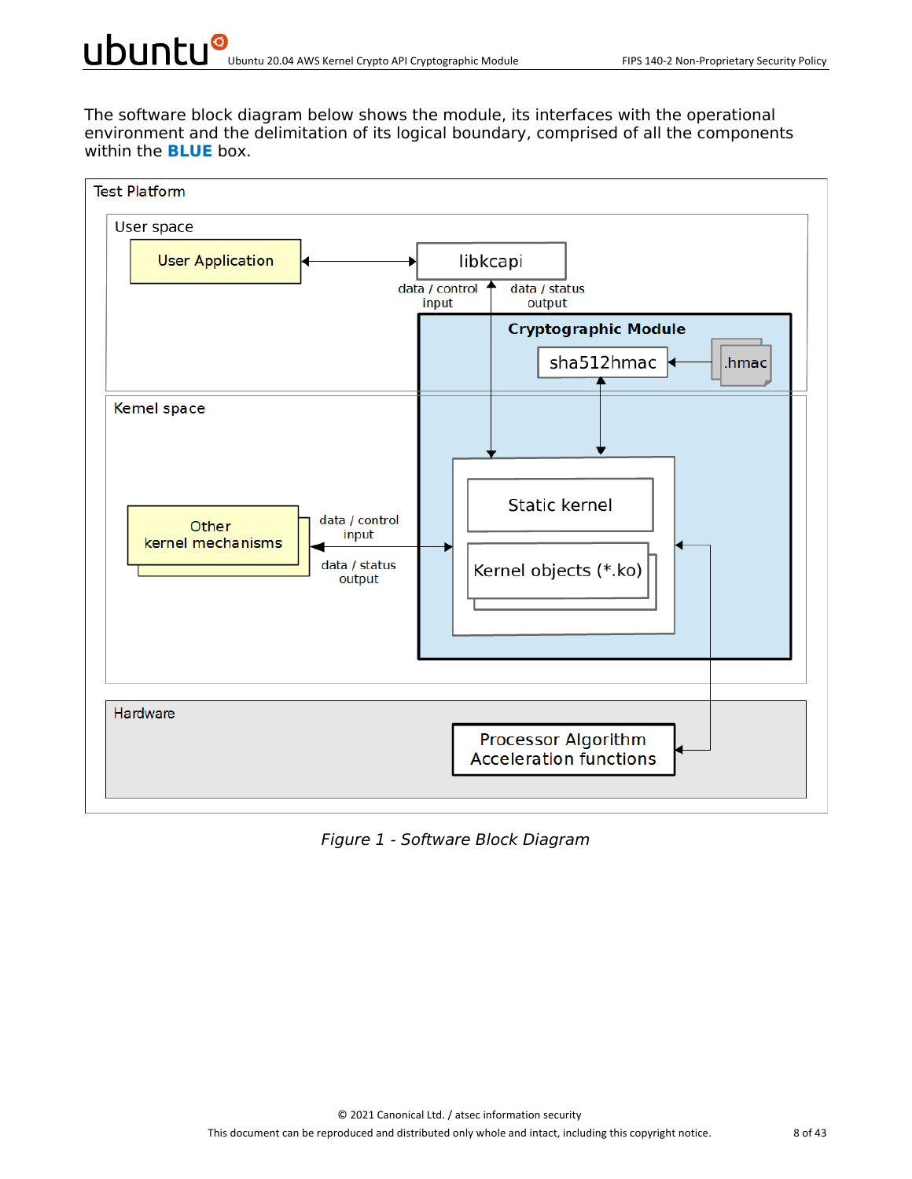The software block diagram below shows the module, its interfaces with the operational environment and the delimitation of its logical boundary, comprised of all the components within the **BLUE** box.

Test Platform

User space

User Application

libkcapi

data / control input

data / status output

Cryptographic Module

sha512hmac

.hmac

Kernel space

Static kernel

Other kernel mechanisms

data / control input

data / status output

Kernel objects (*.ko)

Hardware

Processor Algorithm Acceleration functions

*Figure 1 - Software Block Diagram*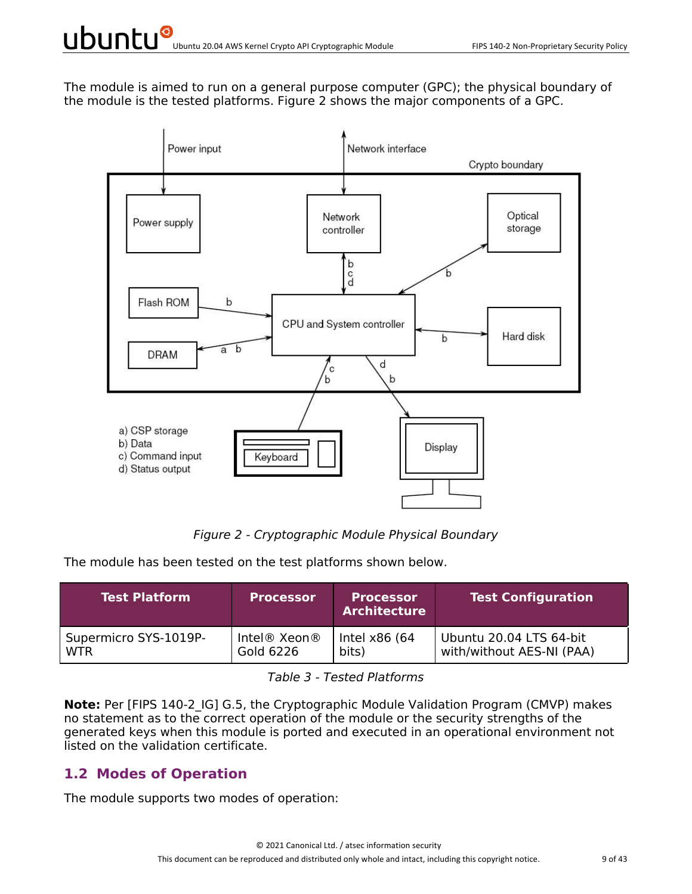The module is aimed to run on a general purpose computer (GPC); the physical boundary of the module is the tested platforms. Figure 2 shows the major components of a GPC.

*Figure 2 - Cryptographic Module Physical Boundary*

The module has been tested on the test platforms shown below.

| Test Platform | Processor | Processor Architecture | Test Configuration |
|---|---|---|---|
| Supermicro SYS-1019P-WTR | Intel® Xeon® Gold 6226 | Intel x86 (64 bits) | Ubuntu 20.04 LTS 64-bit with/without AES-NI (PAA) |

*Table 3 - Tested Platforms*

**Note:** Per [FIPS 140-2_IG] G.5, the Cryptographic Module Validation Program (CMVP) makes no statement as to the correct operation of the module or the security strengths of the generated keys when this module is ported and executed in an operational environment not listed on the validation certificate.

## 1.2 Modes of Operation

The module supports two modes of operation: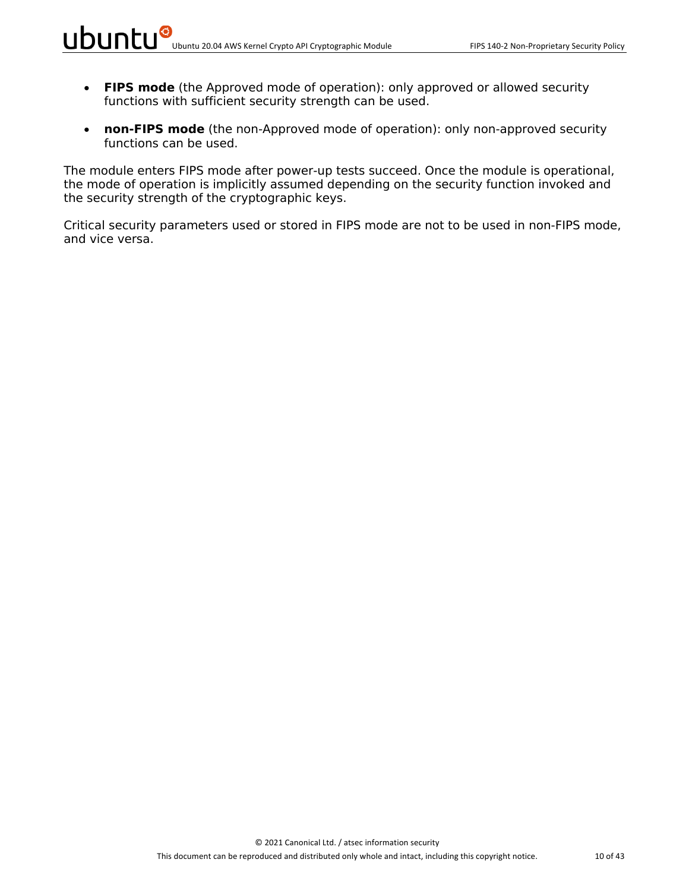- **FIPS mode** (the Approved mode of operation): only approved or allowed security functions with sufficient security strength can be used.
- **non-FIPS mode** (the non-Approved mode of operation): only non-approved security functions can be used.

The module enters FIPS mode after power-up tests succeed. Once the module is operational, the mode of operation is implicitly assumed depending on the security function invoked and the security strength of the cryptographic keys.

Critical security parameters used or stored in FIPS mode are not to be used in non-FIPS mode, and vice versa.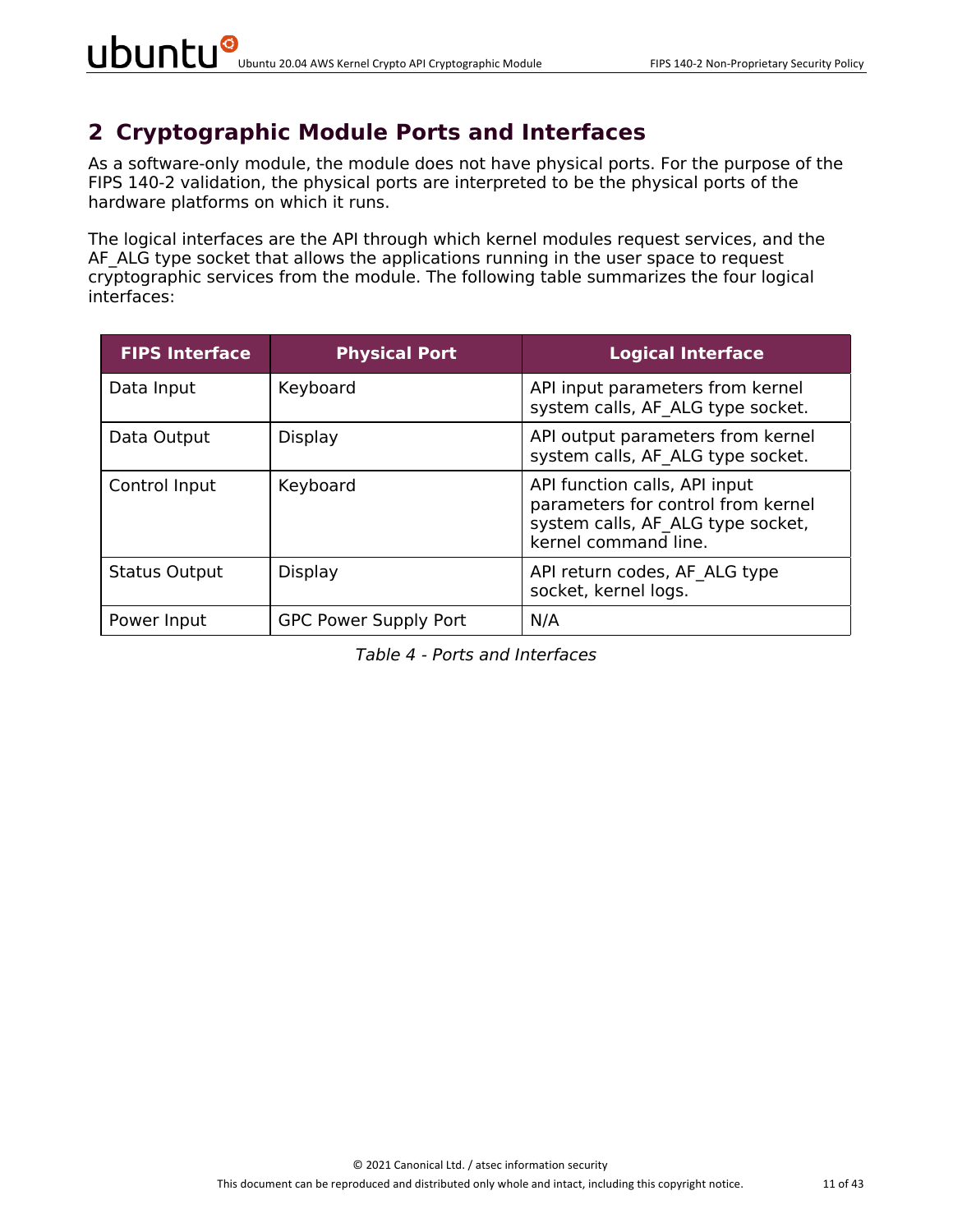# 2 Cryptographic Module Ports and Interfaces

As a software-only module, the module does not have physical ports. For the purpose of the FIPS 140-2 validation, the physical ports are interpreted to be the physical ports of the hardware platforms on which it runs.

The logical interfaces are the API through which kernel modules request services, and the AF_ALG type socket that allows the applications running in the user space to request cryptographic services from the module. The following table summarizes the four logical interfaces:

| FIPS Interface | Physical Port | Logical Interface |
|---|---|---|
| Data Input | Keyboard | API input parameters from kernel system calls, AF_ALG type socket. |
| Data Output | Display | API output parameters from kernel system calls, AF_ALG type socket. |
| Control Input | Keyboard | API function calls, API input parameters for control from kernel system calls, AF_ALG type socket, kernel command line. |
| Status Output | Display | API return codes, AF_ALG type socket, kernel logs. |
| Power Input | GPC Power Supply Port | N/A |

*Table 4 - Ports and Interfaces*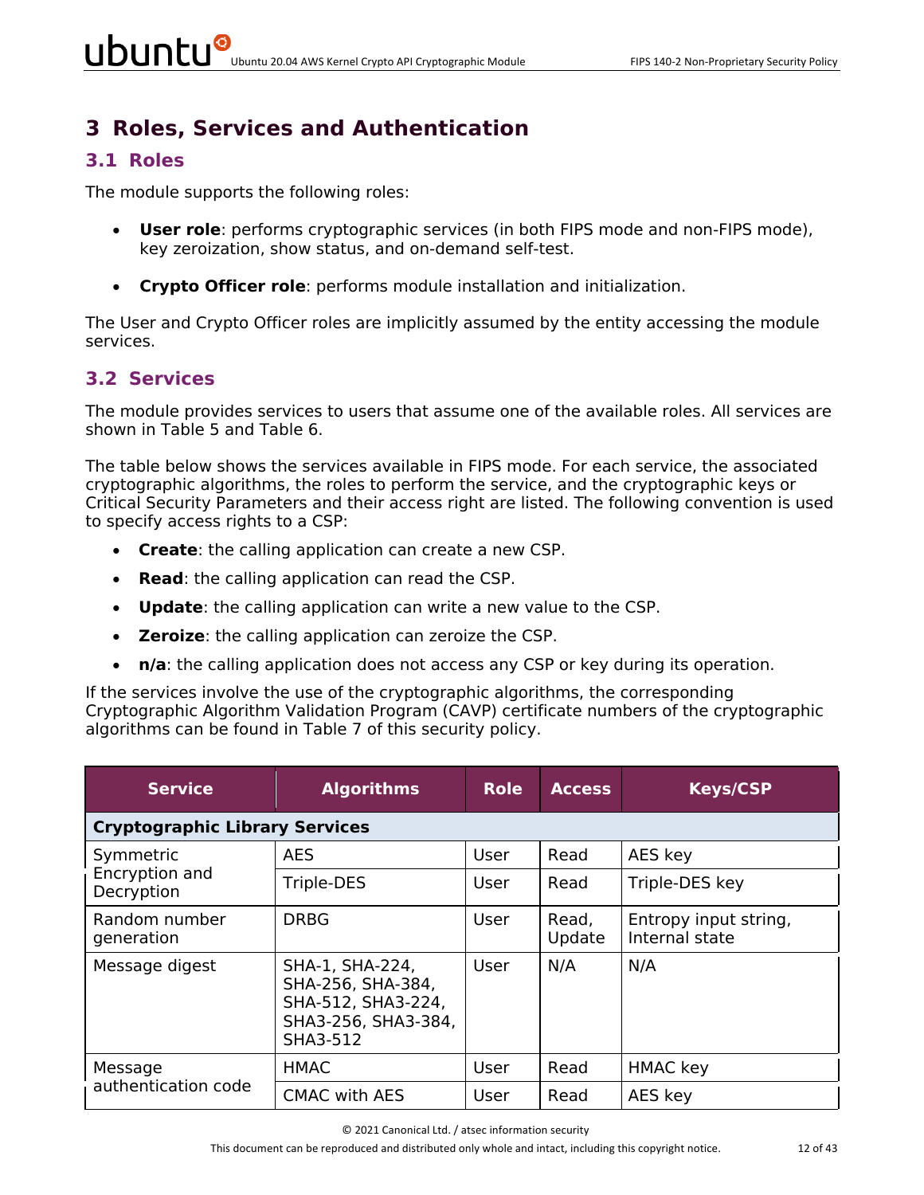# 3 Roles, Services and Authentication

## 3.1 Roles

The module supports the following roles:

- **User role**: performs cryptographic services (in both FIPS mode and non-FIPS mode), key zeroization, show status, and on-demand self-test.
- **Crypto Officer role**: performs module installation and initialization.

The User and Crypto Officer roles are implicitly assumed by the entity accessing the module services.

## 3.2 Services

The module provides services to users that assume one of the available roles. All services are shown in Table 5 and Table 6.

The table below shows the services available in FIPS mode. For each service, the associated cryptographic algorithms, the roles to perform the service, and the cryptographic keys or Critical Security Parameters and their access right are listed. The following convention is used to specify access rights to a CSP:

- **Create**: the calling application can create a new CSP.
- **Read**: the calling application can read the CSP.
- **Update**: the calling application can write a new value to the CSP.
- **Zeroize**: the calling application can zeroize the CSP.
- **n/a**: the calling application does not access any CSP or key during its operation.

If the services involve the use of the cryptographic algorithms, the corresponding Cryptographic Algorithm Validation Program (CAVP) certificate numbers of the cryptographic algorithms can be found in Table 7 of this security policy.

| Service | Algorithms | Role | Access | Keys/CSP |
|---|---|---|---|---|
| **Cryptographic Library Services** | | | | |
| Symmetric Encryption and Decryption | AES | User | Read | AES key |
| | Triple-DES | User | Read | Triple-DES key |
| Random number generation | DRBG | User | Read, Update | Entropy input string, Internal state |
| Message digest | SHA-1, SHA-224, SHA-256, SHA-384, SHA-512, SHA3-224, SHA3-256, SHA3-384, SHA3-512 | User | N/A | N/A |
| Message authentication code | HMAC | User | Read | HMAC key |
| | CMAC with AES | User | Read | AES key |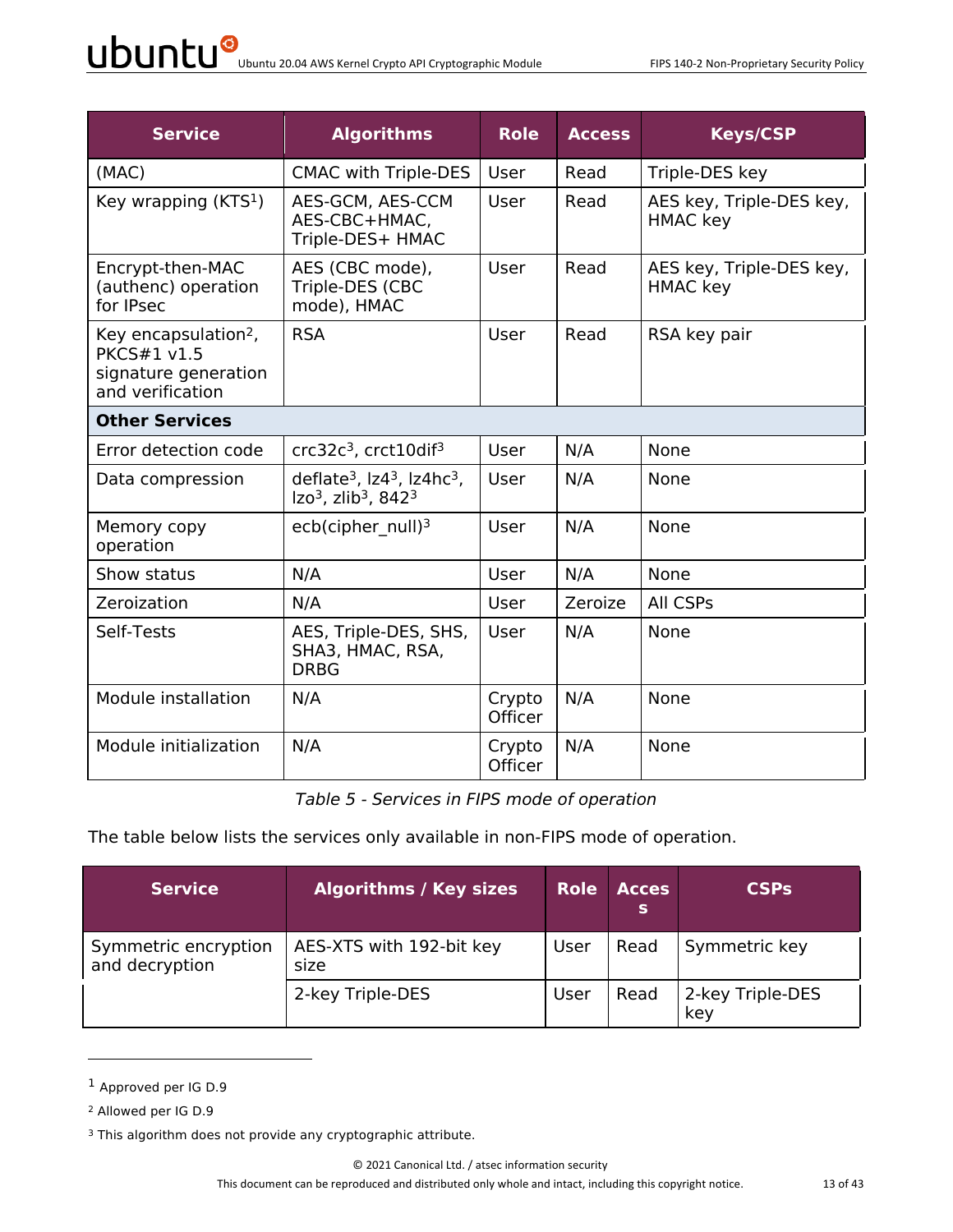| Service | Algorithms | Role | Access | Keys/CSP |
|---|---|---|---|---|
| (MAC) | CMAC with Triple-DES | User | Read | Triple-DES key |
| Key wrapping (KTS[1]) | AES-GCM, AES-CCM AES-CBC+HMAC, Triple-DES+ HMAC | User | Read | AES key, Triple-DES key, HMAC key |
| Encrypt-then-MAC (authenc) operation for IPsec | AES (CBC mode), Triple-DES (CBC mode), HMAC | User | Read | AES key, Triple-DES key, HMAC key |
| Key encapsulation[2], PKCS#1 v1.5 signature generation and verification | RSA | User | Read | RSA key pair |
| **Other Services** | | | | |
| Error detection code | crc32c[3], crct10dif[3] | User | N/A | None |
| Data compression | deflate[3], lz4[3], lz4hc[3], lzo[3], zlib[3], 842[3] | User | N/A | None |
| Memory copy operation | ecb(cipher_null)[3] | User | N/A | None |
| Show status | N/A | User | N/A | None |
| Zeroization | N/A | User | Zeroize | All CSPs |
| Self-Tests | AES, Triple-DES, SHS, SHA3, HMAC, RSA, DRBG | User | N/A | None |
| Module installation | N/A | Crypto Officer | N/A | None |
| Module initialization | N/A | Crypto Officer | N/A | None |

*Table 5 - Services in FIPS mode of operation*

The table below lists the services only available in non-FIPS mode of operation.

| Service | Algorithms / Key sizes | Role | Access | CSPs |
|---|---|---|---|---|
| Symmetric encryption and decryption | AES-XTS with 192-bit key size | User | Read | Symmetric key |
| | 2-key Triple-DES | User | Read | 2-key Triple-DES key |

[1] Approved per IG D.9

[2] Allowed per IG D.9

[3] This algorithm does not provide any cryptographic attribute.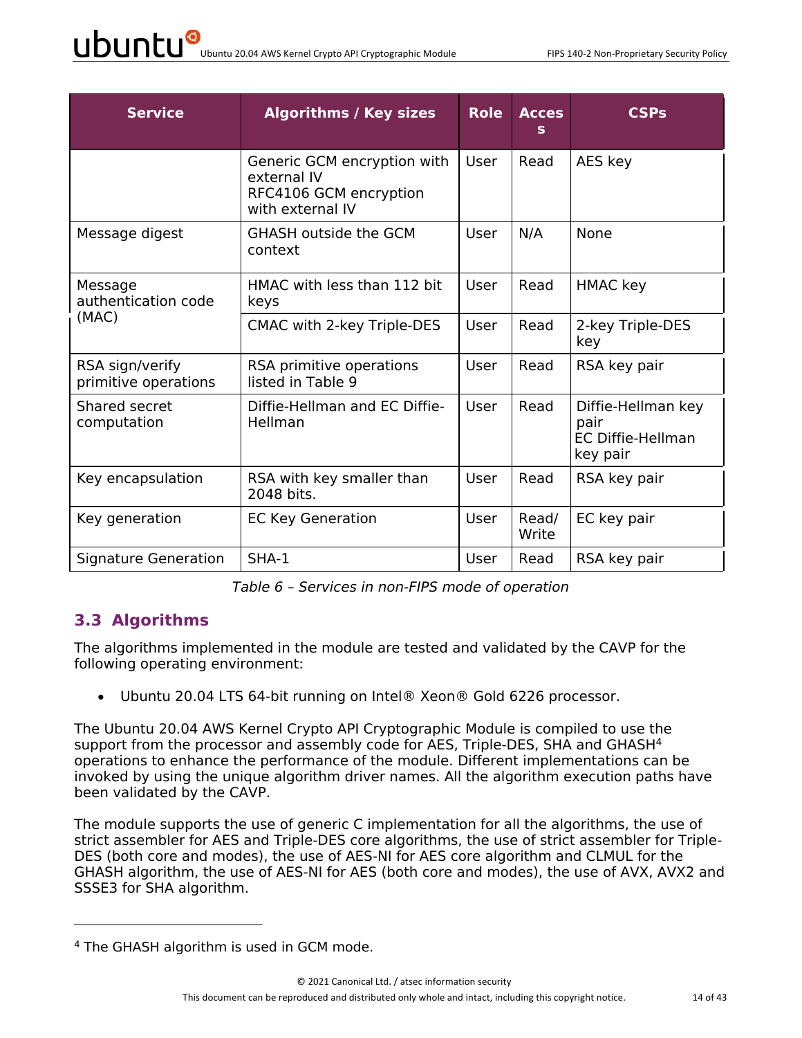| Service | Algorithms / Key sizes | Role | Access | CSPs |
|---|---|---|---|---|
| | Generic GCM encryption with external IV<br>RFC4106 GCM encryption with external IV | User | Read | AES key |
| Message digest | GHASH outside the GCM context | User | N/A | None |
| Message authentication code (MAC) | HMAC with less than 112 bit keys | User | Read | HMAC key |
| | CMAC with 2-key Triple-DES | User | Read | 2-key Triple-DES key |
| RSA sign/verify primitive operations | RSA primitive operations listed in Table 9 | User | Read | RSA key pair |
| Shared secret computation | Diffie-Hellman and EC Diffie-Hellman | User | Read | Diffie-Hellman key pair<br>EC Diffie-Hellman key pair |
| Key encapsulation | RSA with key smaller than 2048 bits. | User | Read | RSA key pair |
| Key generation | EC Key Generation | User | Read/ Write | EC key pair |
| Signature Generation | SHA-1 | User | Read | RSA key pair |

*Table 6 – Services in non-FIPS mode of operation*

## 3.3 Algorithms

The algorithms implemented in the module are tested and validated by the CAVP for the following operating environment:

- Ubuntu 20.04 LTS 64-bit running on Intel® Xeon® Gold 6226 processor.

The Ubuntu 20.04 AWS Kernel Crypto API Cryptographic Module is compiled to use the support from the processor and assembly code for AES, Triple-DES, SHA and GHASH[4] operations to enhance the performance of the module. Different implementations can be invoked by using the unique algorithm driver names. All the algorithm execution paths have been validated by the CAVP.

The module supports the use of generic C implementation for all the algorithms, the use of strict assembler for AES and Triple-DES core algorithms, the use of strict assembler for Triple-DES (both core and modes), the use of AES-NI for AES core algorithm and CLMUL for the GHASH algorithm, the use of AES-NI for AES (both core and modes), the use of AVX, AVX2 and SSSE3 for SHA algorithm.

[4] The GHASH algorithm is used in GCM mode.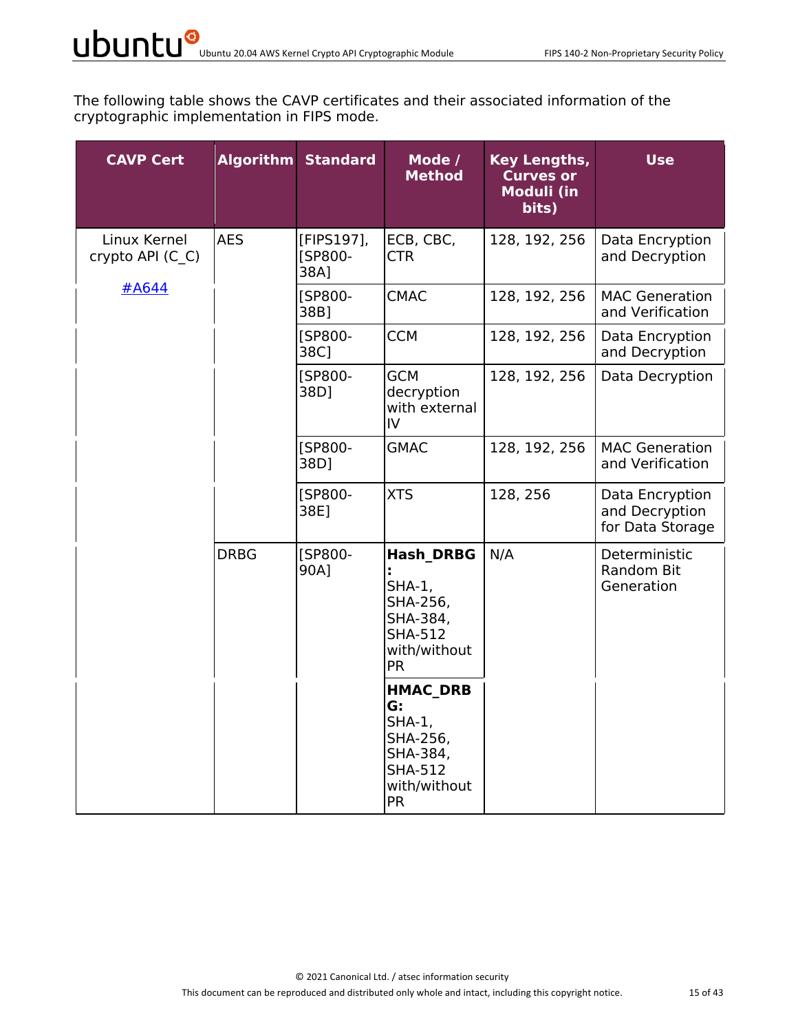The following table shows the CAVP certificates and their associated information of the cryptographic implementation in FIPS mode.

| CAVP Cert | Algorithm | Standard | Mode / Method | Key Lengths, Curves or Moduli (in bits) | Use |
|---|---|---|---|---|---|
| Linux Kernel crypto API (C_C) #A644 | AES | [FIPS197], [SP800-38A] | ECB, CBC, CTR | 128, 192, 256 | Data Encryption and Decryption |
| | | [SP800-38B] | CMAC | 128, 192, 256 | MAC Generation and Verification |
| | | [SP800-38C] | CCM | 128, 192, 256 | Data Encryption and Decryption |
| | | [SP800-38D] | GCM decryption with external IV | 128, 192, 256 | Data Decryption |
| | | [SP800-38D] | GMAC | 128, 192, 256 | MAC Generation and Verification |
| | | [SP800-38E] | XTS | 128, 256 | Data Encryption and Decryption for Data Storage |
| | DRBG | [SP800-90A] | **Hash_DRBG:** SHA-1, SHA-256, SHA-384, SHA-512 with/without PR | N/A | Deterministic Random Bit Generation |
| | | | **HMAC_DRBG:** SHA-1, SHA-256, SHA-384, SHA-512 with/without PR | | |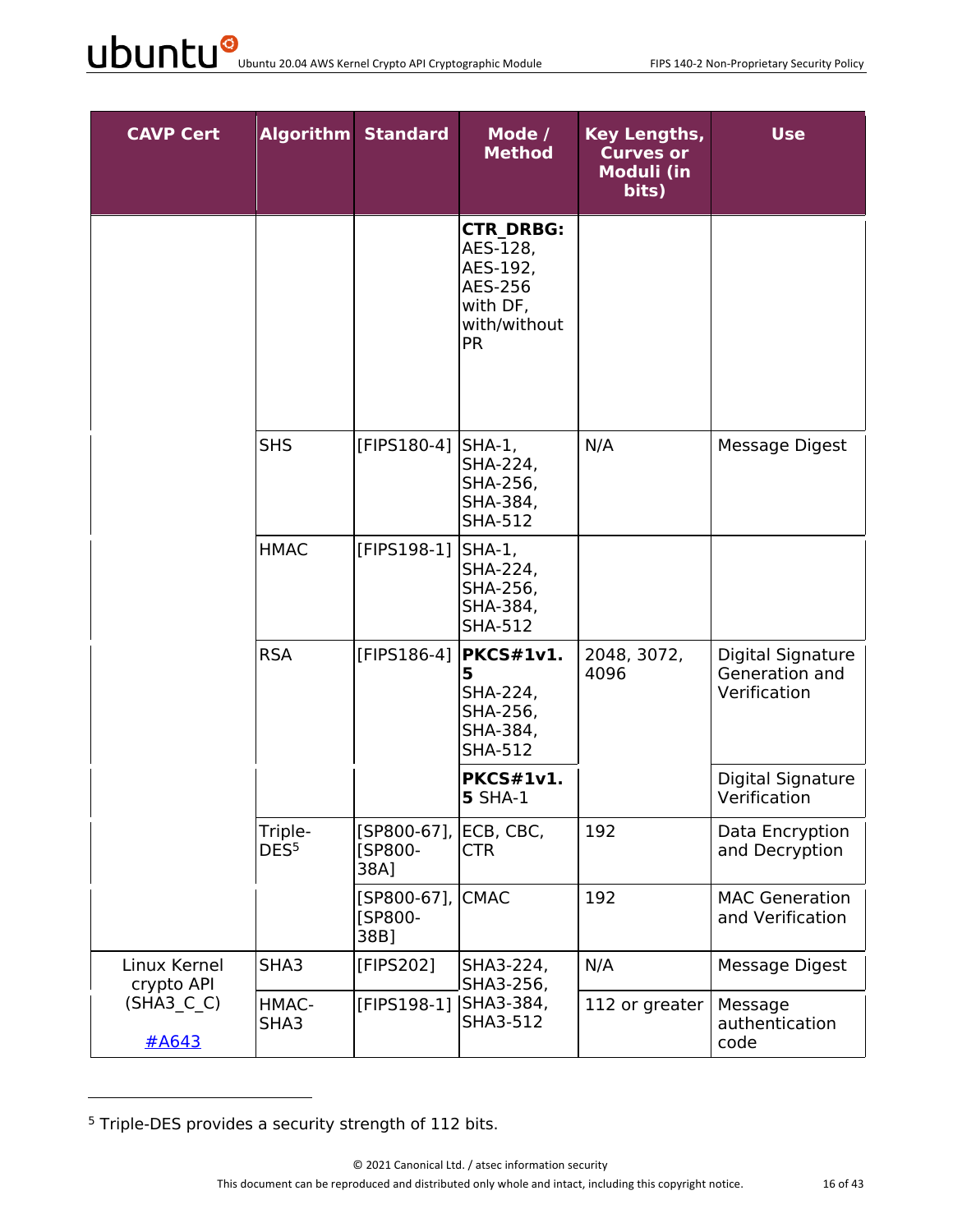| CAVP Cert | Algorithm | Standard | Mode / Method | Key Lengths, Curves or Moduli (in bits) | Use |
|---|---|---|---|---|---|
| | | | **CTR_DRBG:** AES-128, AES-192, AES-256 with DF, with/without PR | | |
| | SHS | [FIPS180-4] | SHA-1, SHA-224, SHA-256, SHA-384, SHA-512 | N/A | Message Digest |
| | HMAC | [FIPS198-1] | SHA-1, SHA-224, SHA-256, SHA-384, SHA-512 | | |
| | RSA | [FIPS186-4] | **PKCS#1v1.5** SHA-224, SHA-256, SHA-384, SHA-512 | 2048, 3072, 4096 | Digital Signature Generation and Verification |
| | | | **PKCS#1v1.5** SHA-1 | | Digital Signature Verification |
| | Triple-DES[5] | [SP800-67], [SP800-38A] | ECB, CBC, CTR | 192 | Data Encryption and Decryption |
| | | [SP800-67], [SP800-38B] | CMAC | 192 | MAC Generation and Verification |
| Linux Kernel crypto API (SHA3_C_C) #A643 | SHA3 | [FIPS202] | SHA3-224, SHA3-256, SHA3-384, SHA3-512 | N/A | Message Digest |
| | HMAC-SHA3 | [FIPS198-1] | | 112 or greater | Message authentication code |

[5] Triple-DES provides a security strength of 112 bits.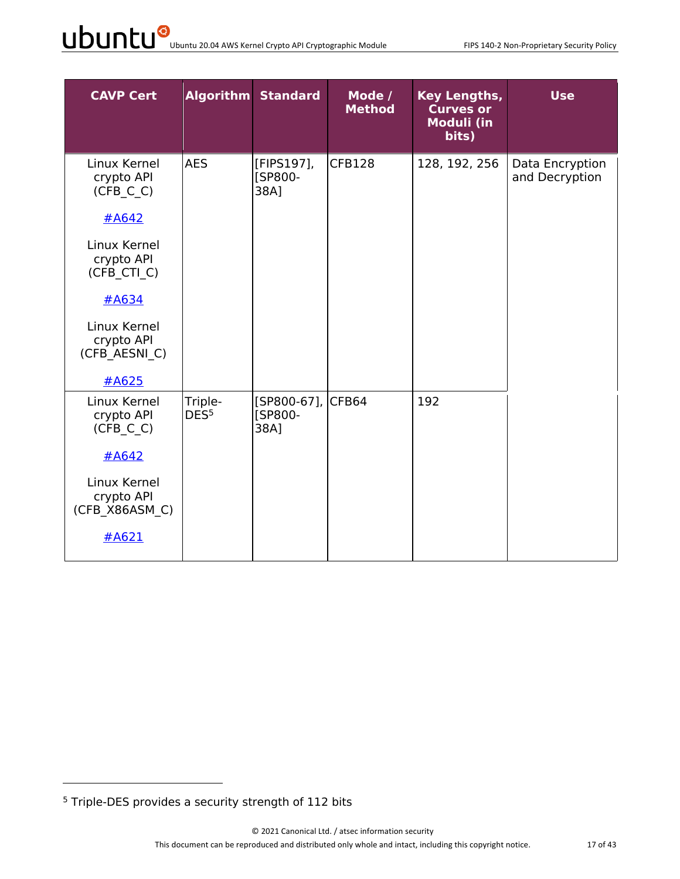| CAVP Cert | Algorithm | Standard | Mode / Method | Key Lengths, Curves or Moduli (in bits) | Use |
|---|---|---|---|---|---|
| Linux Kernel crypto API (CFB_C_C) #A642<br>Linux Kernel crypto API (CFB_CTI_C) #A634<br>Linux Kernel crypto API (CFB_AESNI_C) #A625 | AES | [FIPS197], [SP800-38A] | CFB128 | 128, 192, 256 | Data Encryption and Decryption |
| Linux Kernel crypto API (CFB_C_C) #A642<br>Linux Kernel crypto API (CFB_X86ASM_C) #A621 | Triple-DES[5] | [SP800-67], [SP800-38A] | CFB64 | 192 | |

[5] Triple-DES provides a security strength of 112 bits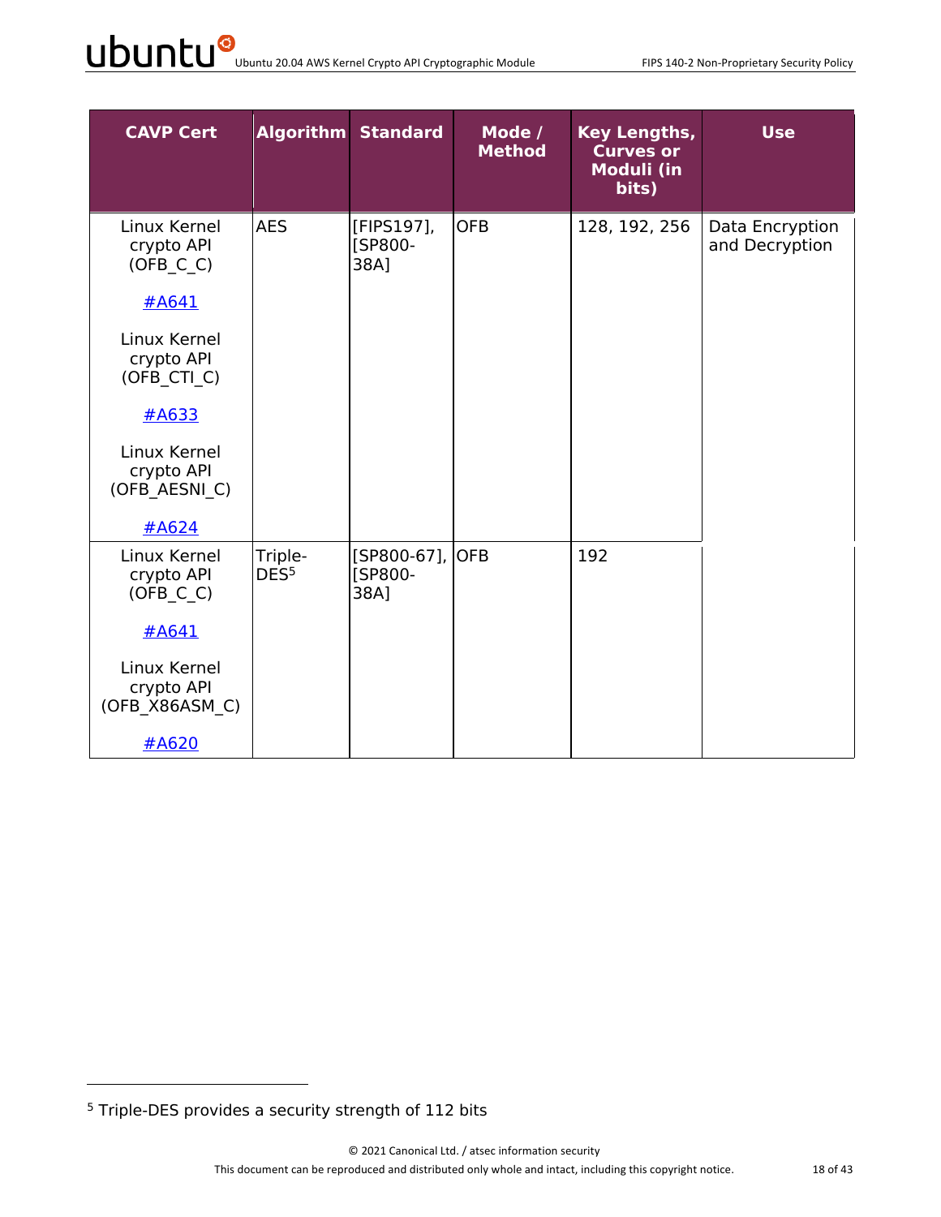| CAVP Cert | Algorithm | Standard | Mode / Method | Key Lengths, Curves or Moduli (in bits) | Use |
|---|---|---|---|---|---|
| Linux Kernel crypto API (OFB_C_C) #A641<br><br>Linux Kernel crypto API (OFB_CTI_C) #A633<br><br>Linux Kernel crypto API (OFB_AESNI_C) #A624 | AES | [FIPS197], [SP800-38A] | OFB | 128, 192, 256 | Data Encryption and Decryption |
| Linux Kernel crypto API (OFB_C_C) #A641<br><br>Linux Kernel crypto API (OFB_X86ASM_C) #A620 | Triple-DES[5] | [SP800-67], [SP800-38A] | OFB | 192 | |

[5] Triple-DES provides a security strength of 112 bits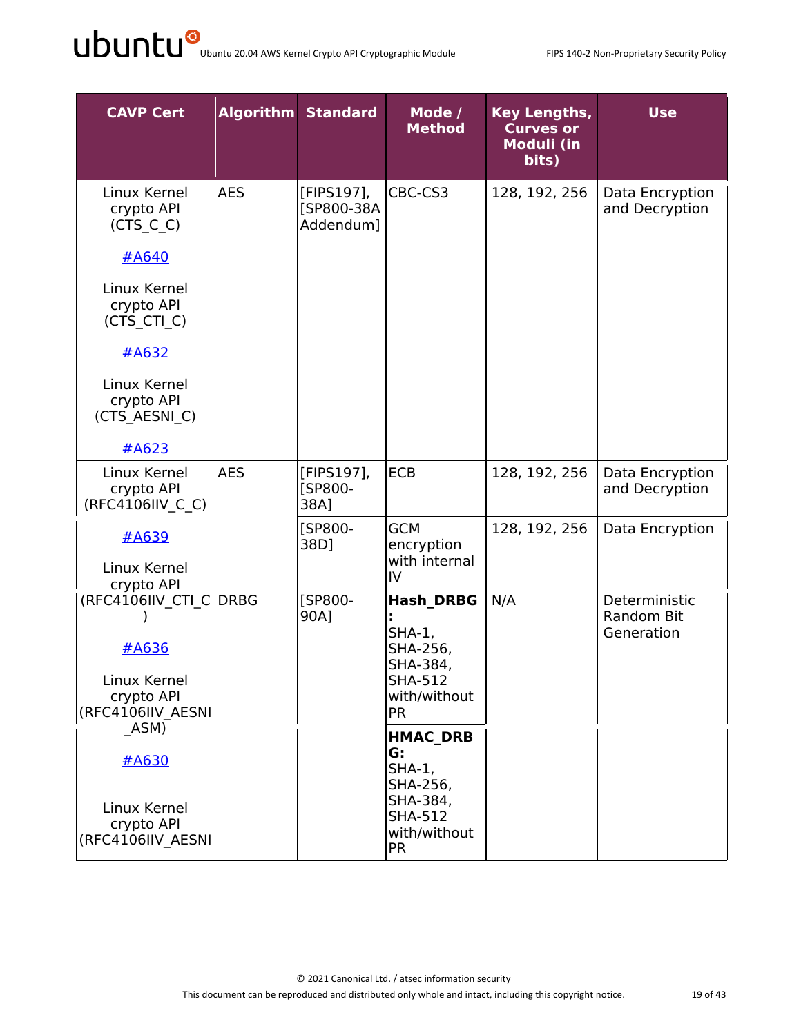| CAVP Cert | Algorithm | Standard | Mode / Method | Key Lengths, Curves or Moduli (in bits) | Use |
|---|---|---|---|---|---|
| Linux Kernel crypto API (CTS_C_C)<br>#A640<br>Linux Kernel crypto API (CTS_CTI_C)<br>#A632<br>Linux Kernel crypto API (CTS_AESNI_C)<br>#A623 | AES | [FIPS197], [SP800-38A Addendum] | CBC-CS3 | 128, 192, 256 | Data Encryption and Decryption |
| Linux Kernel crypto API (RFC4106IIV_C_C)<br>#A639<br>Linux Kernel crypto API (RFC4106IIV_CTI_C)<br>#A636<br>Linux Kernel crypto API (RFC4106IIV_AESNI_ASM)<br>#A630<br>Linux Kernel crypto API (RFC4106IIV_AESNI | AES | [FIPS197], [SP800-38A] | ECB | 128, 192, 256 | Data Encryption and Decryption |
| | | [SP800-38D] | GCM encryption with internal IV | 128, 192, 256 | Data Encryption |
| | DRBG | [SP800-90A] | **Hash_DRBG:** SHA-1, SHA-256, SHA-384, SHA-512 with/without PR | N/A | Deterministic Random Bit Generation |
| | | | **HMAC_DRBG:** SHA-1, SHA-256, SHA-384, SHA-512 with/without PR | | |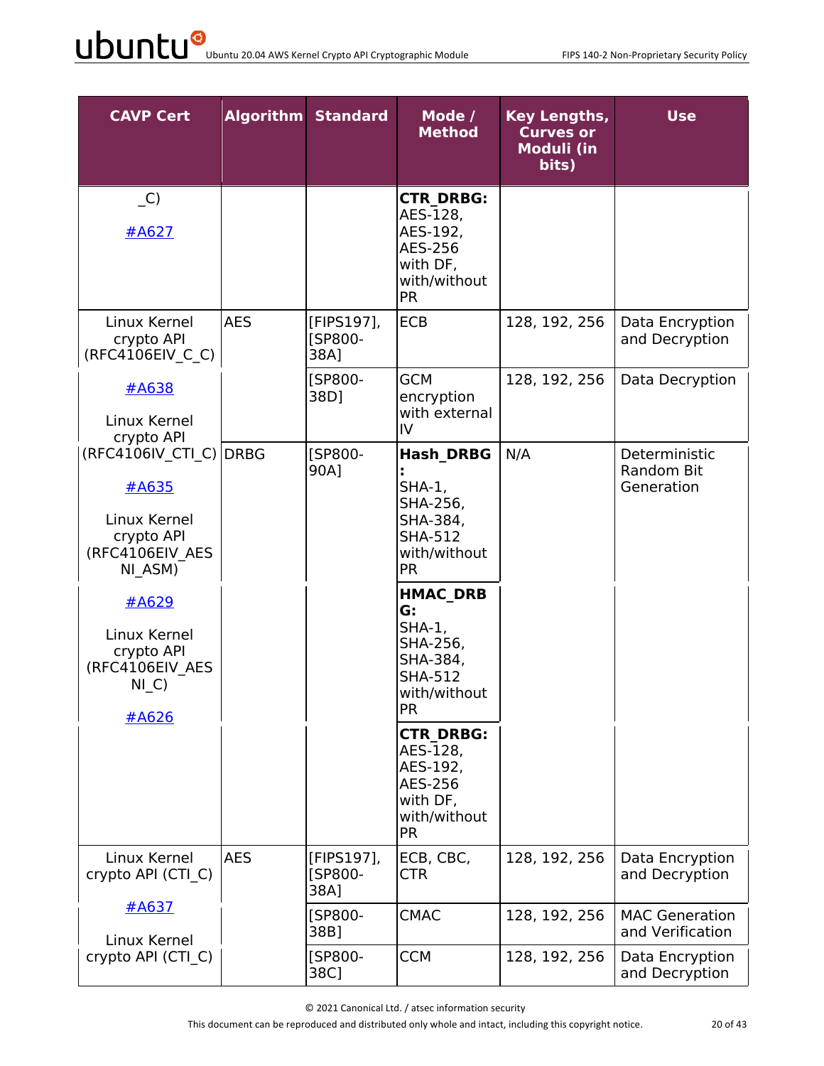| CAVP Cert | Algorithm | Standard | Mode / Method | Key Lengths, Curves or Moduli (in bits) | Use |
|---|---|---|---|---|---|
| _C) #A627 | | | **CTR_DRBG:** AES-128, AES-192, AES-256 with DF, with/without PR | | |
| Linux Kernel crypto API (RFC4106EIV_C_C) #A638 Linux Kernel crypto API (RFC4106IV_CTI_C) #A635 Linux Kernel crypto API (RFC4106EIV_AES NI_ASM) #A629 Linux Kernel crypto API (RFC4106EIV_AES NI_C) #A626 | AES | [FIPS197], [SP800-38A] | ECB | 128, 192, 256 | Data Encryption and Decryption |
| | | [SP800-38D] | GCM encryption with external IV | 128, 192, 256 | Data Decryption |
| | DRBG | [SP800-90A] | **Hash_DRBG:** SHA-1, SHA-256, SHA-384, SHA-512 with/without PR | N/A | Deterministic Random Bit Generation |
| | | | **HMAC_DRBG:** SHA-1, SHA-256, SHA-384, SHA-512 with/without PR | | |
| | | | **CTR_DRBG:** AES-128, AES-192, AES-256 with DF, with/without PR | | |
| Linux Kernel crypto API (CTI_C) #A637 Linux Kernel crypto API (CTI_C) | AES | [FIPS197], [SP800-38A] | ECB, CBC, CTR | 128, 192, 256 | Data Encryption and Decryption |
| | | [SP800-38B] | CMAC | 128, 192, 256 | MAC Generation and Verification |
| | | [SP800-38C] | CCM | 128, 192, 256 | Data Encryption and Decryption |

© 2021 Canonical Ltd. / atsec information security

This document can be reproduced and distributed only whole and intact, including this copyright notice.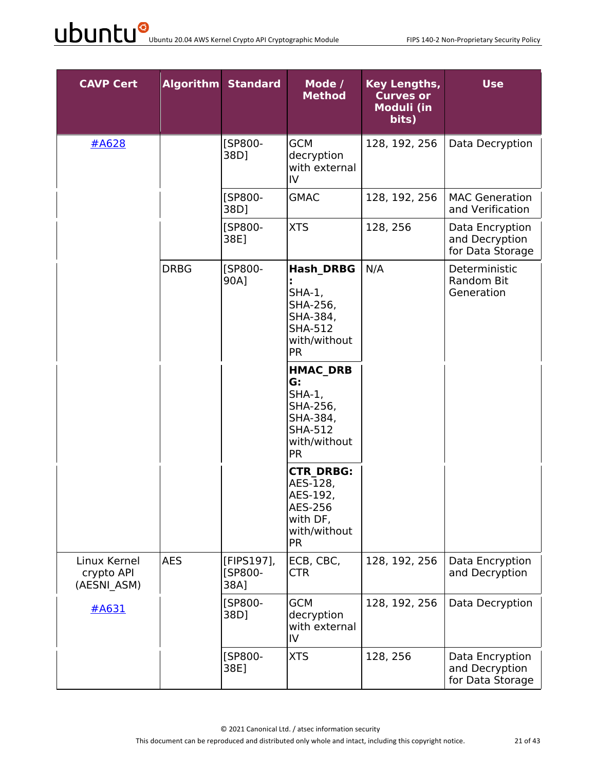| CAVP Cert | Algorithm | Standard | Mode / Method | Key Lengths, Curves or Moduli (in bits) | Use |
|---|---|---|---|---|---|
| #A628 | | [SP800-38D] | GCM decryption with external IV | 128, 192, 256 | Data Decryption |
| | | [SP800-38D] | GMAC | 128, 192, 256 | MAC Generation and Verification |
| | | [SP800-38E] | XTS | 128, 256 | Data Encryption and Decryption for Data Storage |
| | DRBG | [SP800-90A] | **Hash_DRBG:** SHA-1, SHA-256, SHA-384, SHA-512 with/without PR | N/A | Deterministic Random Bit Generation |
| | | | **HMAC_DRBG:** SHA-1, SHA-256, SHA-384, SHA-512 with/without PR | | |
| | | | **CTR_DRBG:** AES-128, AES-192, AES-256 with DF, with/without PR | | |
| Linux Kernel crypto API (AESNI_ASM) #A631 | AES | [FIPS197], [SP800-38A] | ECB, CBC, CTR | 128, 192, 256 | Data Encryption and Decryption |
| | | [SP800-38D] | GCM decryption with external IV | 128, 192, 256 | Data Decryption |
| | | [SP800-38E] | XTS | 128, 256 | Data Encryption and Decryption for Data Storage |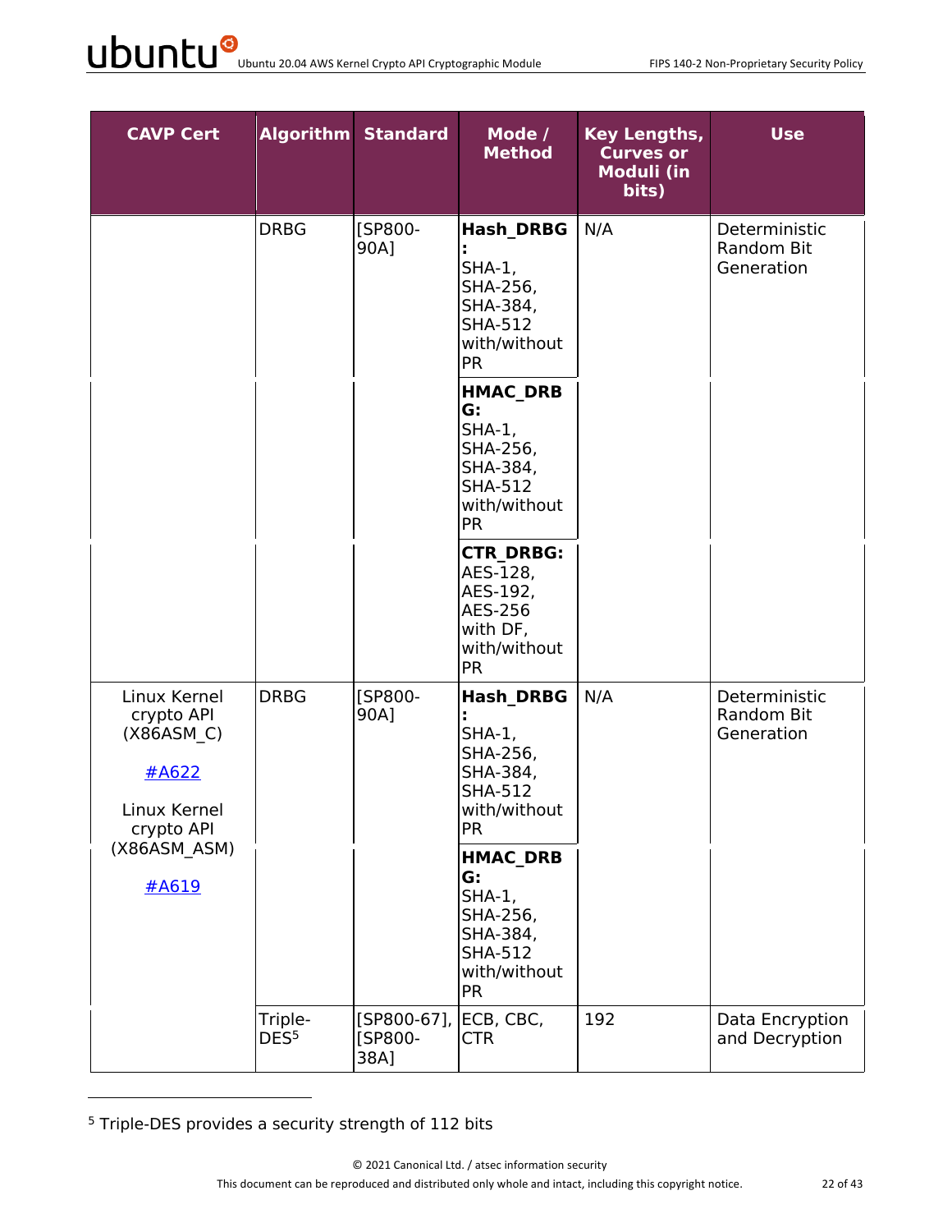| CAVP Cert | Algorithm | Standard | Mode / Method | Key Lengths, Curves or Moduli (in bits) | Use |
|---|---|---|---|---|---|
| | DRBG | [SP800-90A] | **Hash_DRBG:** SHA-1, SHA-256, SHA-384, SHA-512 with/without PR | N/A | Deterministic Random Bit Generation |
| | | | **HMAC_DRBG:** SHA-1, SHA-256, SHA-384, SHA-512 with/without PR | | |
| | | | **CTR_DRBG:** AES-128, AES-192, AES-256 with DF, with/without PR | | |
| Linux Kernel crypto API (X86ASM_C) #A622 Linux Kernel crypto API (X86ASM_ASM) #A619 | DRBG | [SP800-90A] | **Hash_DRBG:** SHA-1, SHA-256, SHA-384, SHA-512 with/without PR | N/A | Deterministic Random Bit Generation |
| | | | **HMAC_DRBG:** SHA-1, SHA-256, SHA-384, SHA-512 with/without PR | | |
| | Triple-DES[5] | [SP800-67], [SP800-38A] | ECB, CBC, CTR | 192 | Data Encryption and Decryption |

[5] Triple-DES provides a security strength of 112 bits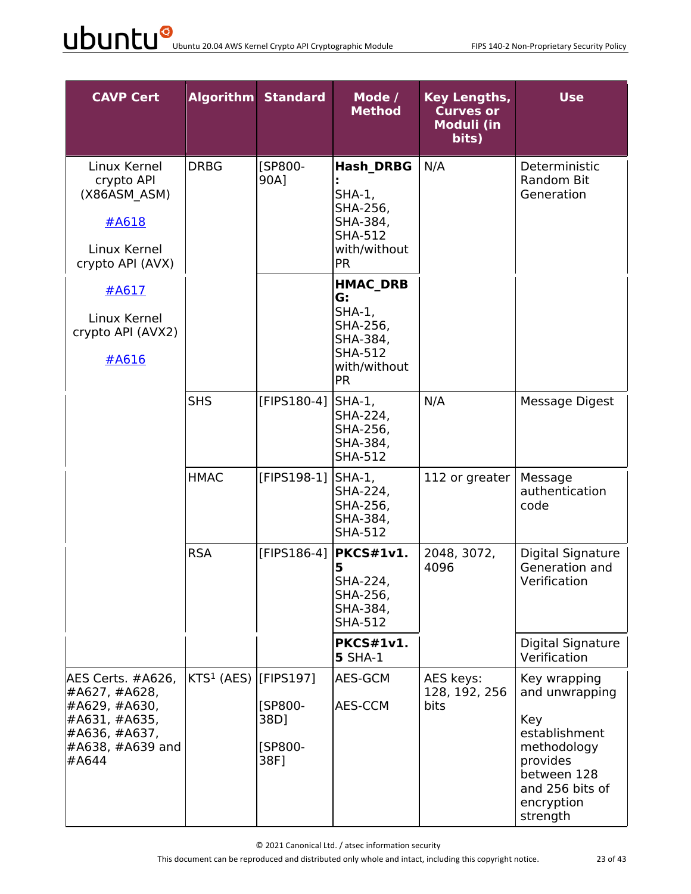| CAVP Cert | Algorithm | Standard | Mode / Method | Key Lengths, Curves or Moduli (in bits) | Use |
|---|---|---|---|---|---|
| Linux Kernel crypto API (X86ASM_ASM) #A618 Linux Kernel crypto API (AVX) #A617 Linux Kernel crypto API (AVX2) #A616 | DRBG | [SP800-90A] | **Hash_DRBG:** SHA-1, SHA-256, SHA-384, SHA-512 with/without PR | N/A | Deterministic Random Bit Generation |
| | | | **HMAC_DRBG:** SHA-1, SHA-256, SHA-384, SHA-512 with/without PR | | |
| | SHS | [FIPS180-4] | SHA-1, SHA-224, SHA-256, SHA-384, SHA-512 | N/A | Message Digest |
| | HMAC | [FIPS198-1] | SHA-1, SHA-224, SHA-256, SHA-384, SHA-512 | 112 or greater | Message authentication code |
| | RSA | [FIPS186-4] | **PKCS#1v1.5** SHA-224, SHA-256, SHA-384, SHA-512 | 2048, 3072, 4096 | Digital Signature Generation and Verification |
| | | | **PKCS#1v1.5** SHA-1 | | Digital Signature Verification |
| AES Certs. #A626, #A627, #A628, #A629, #A630, #A631, #A635, #A636, #A637, #A638, #A639 and #A644 | KTS[1] (AES) | [FIPS197] [SP800-38D] [SP800-38F] | AES-GCM AES-CCM | AES keys: 128, 192, 256 bits | Key wrapping and unwrapping Key establishment methodology provides between 128 and 256 bits of encryption strength |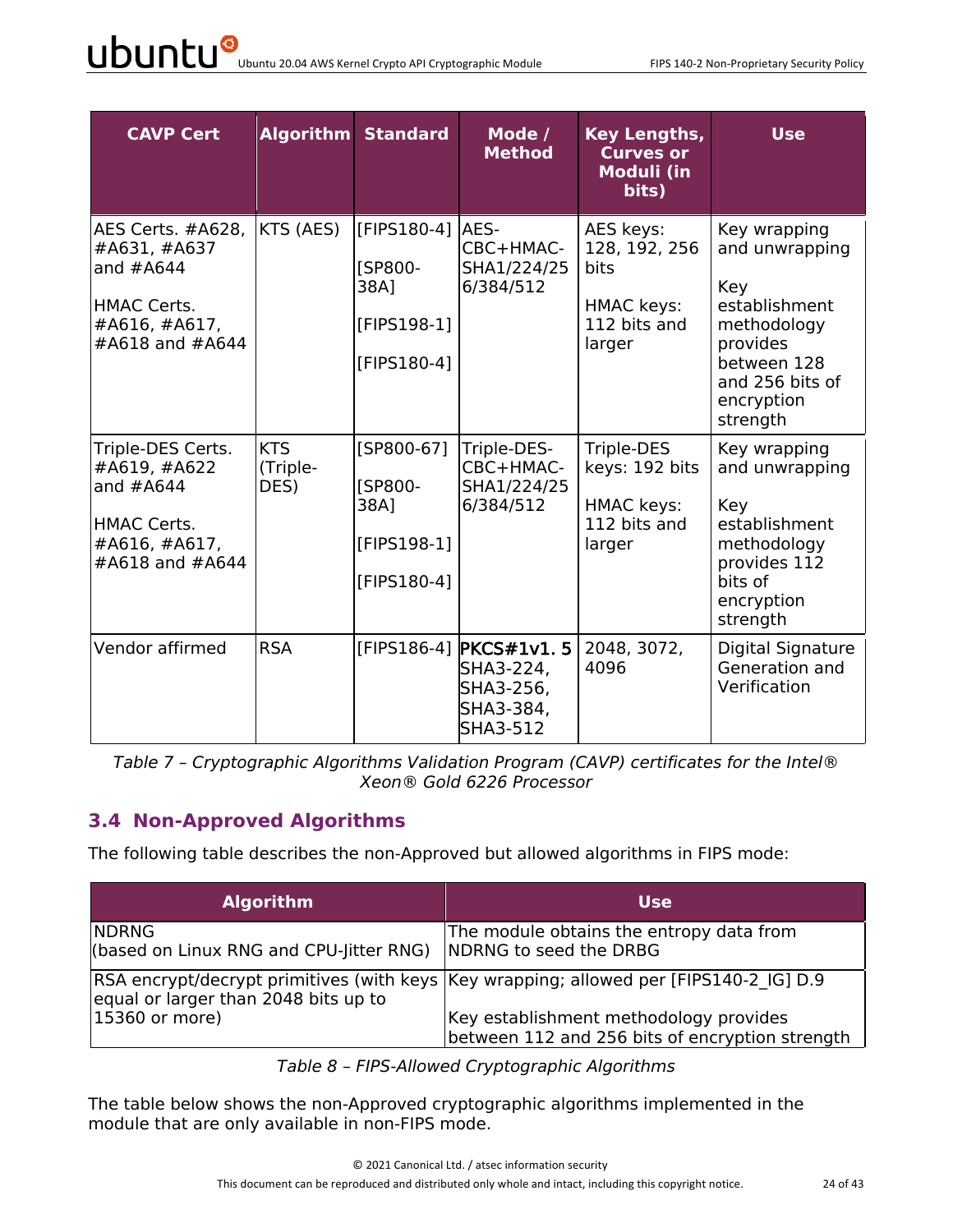| CAVP Cert | Algorithm | Standard | Mode / Method | Key Lengths, Curves or Moduli (in bits) | Use |
|---|---|---|---|---|---|
| AES Certs. #A628, #A631, #A637 and #A644<br><br>HMAC Certs. #A616, #A617, #A618 and #A644 | KTS (AES) | [FIPS180-4]<br><br>[SP800-38A]<br><br>[FIPS198-1]<br><br>[FIPS180-4] | AES-CBC+HMAC-SHA1/224/256/384/512 | AES keys: 128, 192, 256 bits<br><br>HMAC keys: 112 bits and larger | Key wrapping and unwrapping<br><br>Key establishment methodology provides between 128 and 256 bits of encryption strength |
| Triple-DES Certs. #A619, #A622 and #A644<br><br>HMAC Certs. #A616, #A617, #A618 and #A644 | KTS (Triple-DES) | [SP800-67]<br><br>[SP800-38A]<br><br>[FIPS198-1]<br><br>[FIPS180-4] | Triple-DES-CBC+HMAC-SHA1/224/256/384/512 | Triple-DES keys: 192 bits<br><br>HMAC keys: 112 bits and larger | Key wrapping and unwrapping<br><br>Key establishment methodology provides 112 bits of encryption strength |
| Vendor affirmed | RSA | [FIPS186-4] | PKCS#1v1. 5 SHA3-224, SHA3-256, SHA3-384, SHA3-512 | 2048, 3072, 4096 | Digital Signature Generation and Verification |

*Table 7 – Cryptographic Algorithms Validation Program (CAVP) certificates for the Intel® Xeon® Gold 6226 Processor*

## 3.4 Non-Approved Algorithms

The following table describes the non-Approved but allowed algorithms in FIPS mode:

| Algorithm | Use |
|---|---|
| NDRNG<br>(based on Linux RNG and CPU-Jitter RNG) | The module obtains the entropy data from NDRNG to seed the DRBG |
| RSA encrypt/decrypt primitives (with keys equal or larger than 2048 bits up to 15360 or more) | Key wrapping; allowed per [FIPS140-2_IG] D.9<br><br>Key establishment methodology provides between 112 and 256 bits of encryption strength |

*Table 8 – FIPS-Allowed Cryptographic Algorithms*

The table below shows the non-Approved cryptographic algorithms implemented in the module that are only available in non-FIPS mode.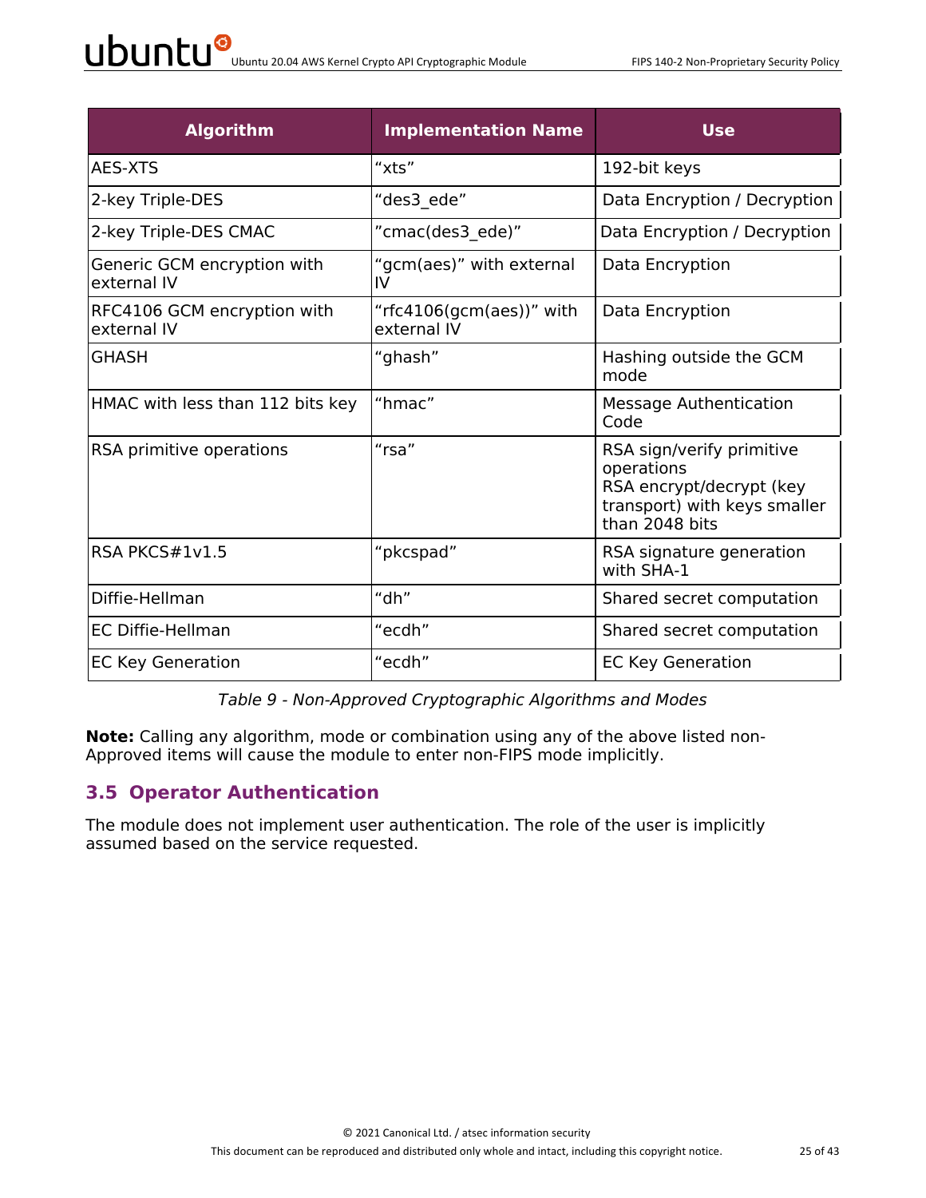| Algorithm | Implementation Name | Use |
|---|---|---|
| AES-XTS | “xts” | 192-bit keys |
| 2-key Triple-DES | “des3_ede” | Data Encryption / Decryption |
| 2-key Triple-DES CMAC | ”cmac(des3_ede)” | Data Encryption / Decryption |
| Generic GCM encryption with external IV | “gcm(aes)” with external IV | Data Encryption |
| RFC4106 GCM encryption with external IV | “rfc4106(gcm(aes))” with external IV | Data Encryption |
| GHASH | “ghash” | Hashing outside the GCM mode |
| HMAC with less than 112 bits key | “hmac” | Message Authentication Code |
| RSA primitive operations | “rsa” | RSA sign/verify primitive operations<br>RSA encrypt/decrypt (key transport) with keys smaller than 2048 bits |
| RSA PKCS#1v1.5 | “pkcspad” | RSA signature generation with SHA-1 |
| Diffie-Hellman | “dh” | Shared secret computation |
| EC Diffie-Hellman | “ecdh” | Shared secret computation |
| EC Key Generation | “ecdh” | EC Key Generation |

*Table 9 - Non-Approved Cryptographic Algorithms and Modes*

**Note:** Calling any algorithm, mode or combination using any of the above listed non-Approved items will cause the module to enter non-FIPS mode implicitly.

## 3.5 Operator Authentication

The module does not implement user authentication. The role of the user is implicitly assumed based on the service requested.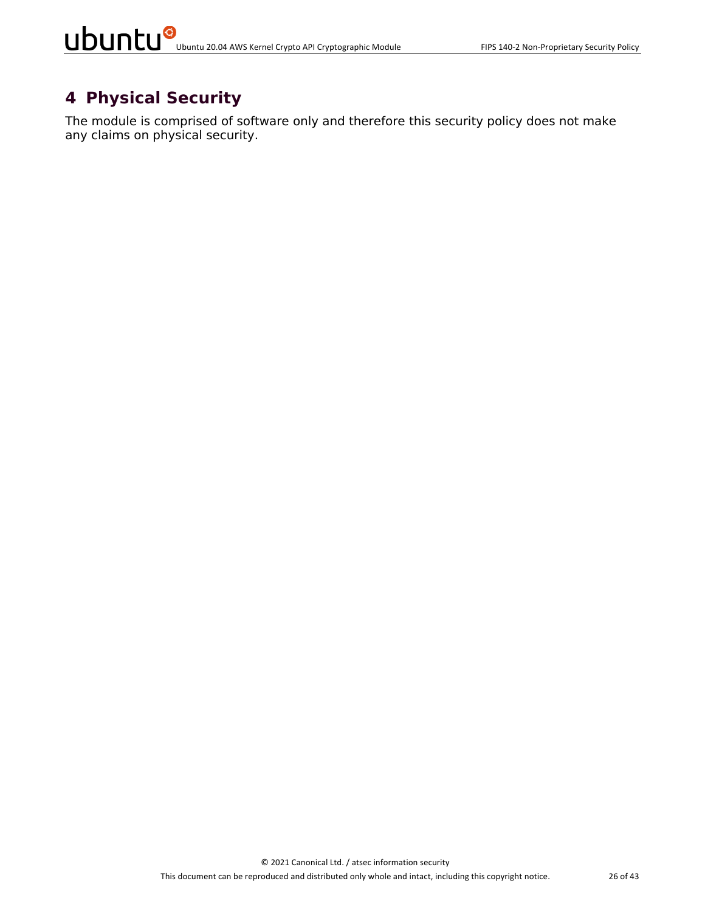# 4 Physical Security

The module is comprised of software only and therefore this security policy does not make any claims on physical security.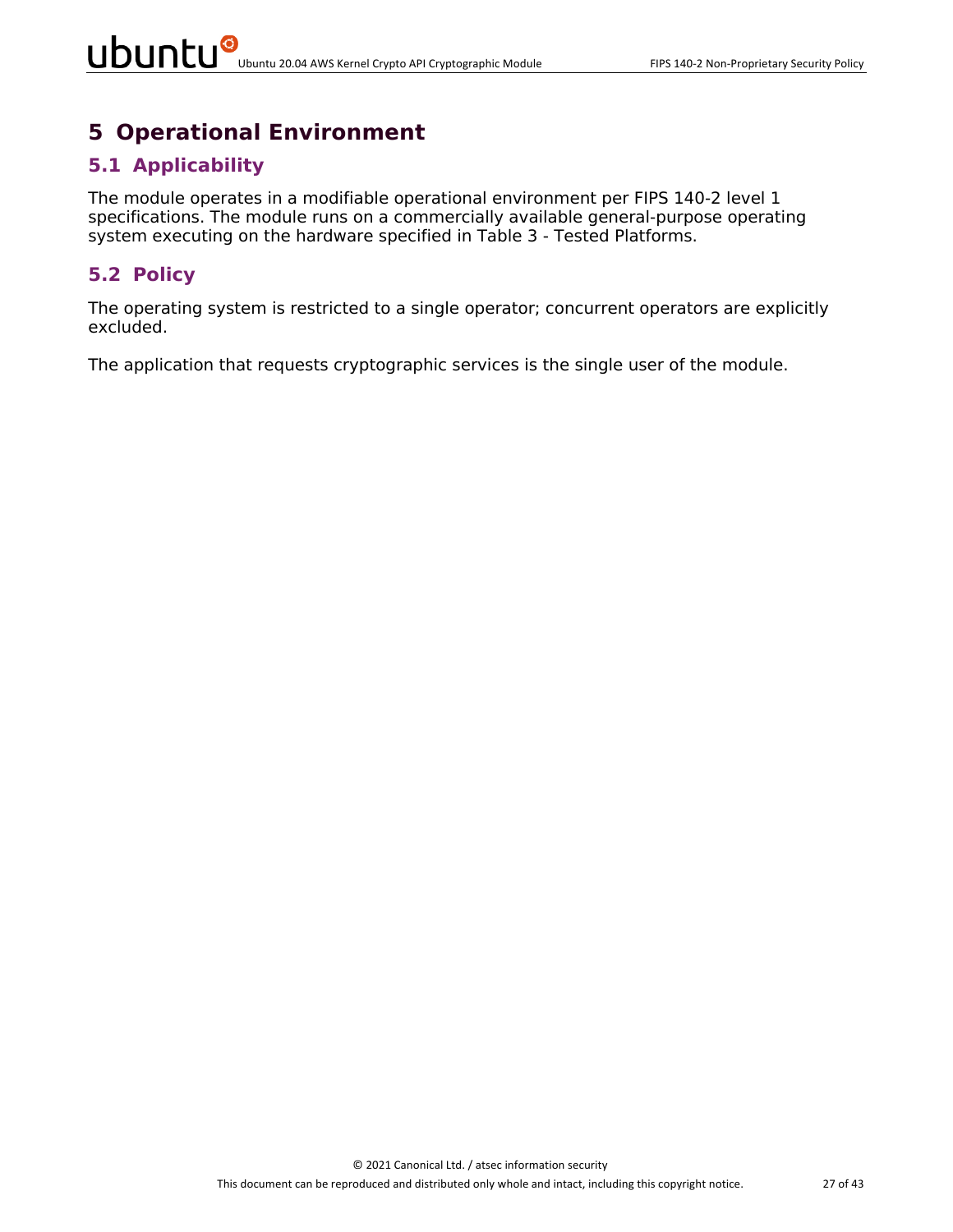# 5 Operational Environment

## 5.1 Applicability

The module operates in a modifiable operational environment per FIPS 140-2 level 1 specifications. The module runs on a commercially available general-purpose operating system executing on the hardware specified in Table 3 - Tested Platforms.

## 5.2 Policy

The operating system is restricted to a single operator; concurrent operators are explicitly excluded.

The application that requests cryptographic services is the single user of the module.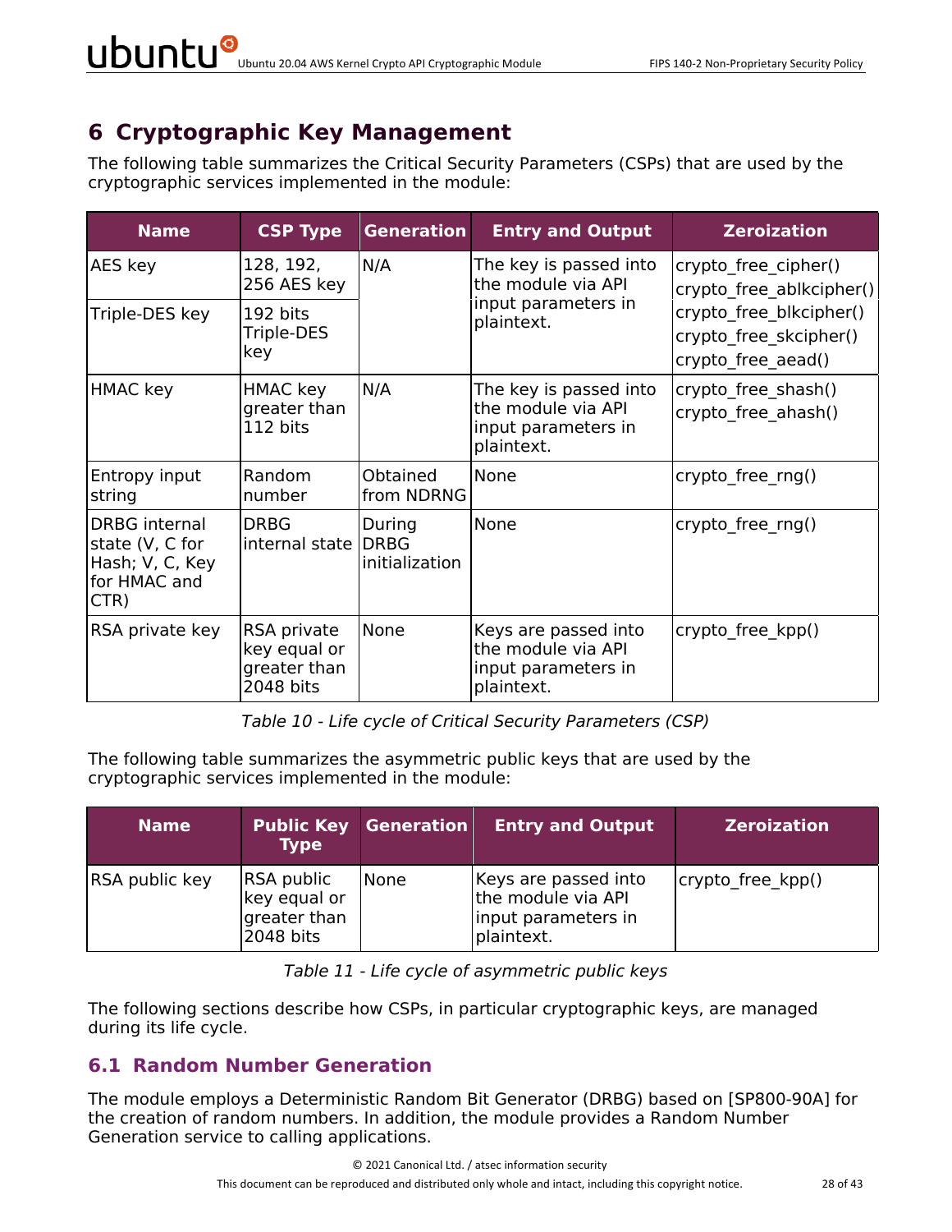# 6 Cryptographic Key Management

The following table summarizes the Critical Security Parameters (CSPs) that are used by the cryptographic services implemented in the module:

| Name | CSP Type | Generation | Entry and Output | Zeroization |
|---|---|---|---|---|
| AES key | 128, 192, 256 AES key | N/A | The key is passed into the module via API input parameters in plaintext. | crypto_free_cipher() crypto_free_ablkcipher() crypto_free_blkcipher() crypto_free_skcipher() crypto_free_aead() |
| Triple-DES key | 192 bits Triple-DES key | | | |
| HMAC key | HMAC key greater than 112 bits | N/A | The key is passed into the module via API input parameters in plaintext. | crypto_free_shash() crypto_free_ahash() |
| Entropy input string | Random number | Obtained from NDRNG | None | crypto_free_rng() |
| DRBG internal state (V, C for Hash; V, C, Key for HMAC and CTR) | DRBG internal state | During DRBG initialization | None | crypto_free_rng() |
| RSA private key | RSA private key equal or greater than 2048 bits | None | Keys are passed into the module via API input parameters in plaintext. | crypto_free_kpp() |

*Table 10 - Life cycle of Critical Security Parameters (CSP)*

The following table summarizes the asymmetric public keys that are used by the cryptographic services implemented in the module:

| Name | Public Key Type | Generation | Entry and Output | Zeroization |
|---|---|---|---|---|
| RSA public key | RSA public key equal or greater than 2048 bits | None | Keys are passed into the module via API input parameters in plaintext. | crypto_free_kpp() |

*Table 11 - Life cycle of asymmetric public keys*

The following sections describe how CSPs, in particular cryptographic keys, are managed during its life cycle.

## 6.1 Random Number Generation

The module employs a Deterministic Random Bit Generator (DRBG) based on [SP800-90A] for the creation of random numbers. In addition, the module provides a Random Number Generation service to calling applications.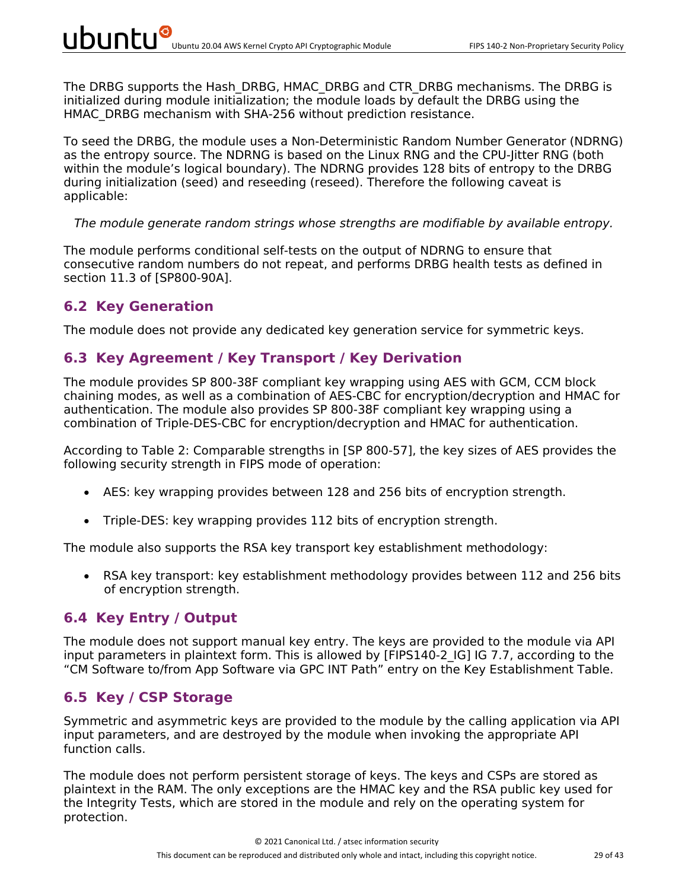The DRBG supports the Hash_DRBG, HMAC_DRBG and CTR_DRBG mechanisms. The DRBG is initialized during module initialization; the module loads by default the DRBG using the HMAC_DRBG mechanism with SHA-256 without prediction resistance.

To seed the DRBG, the module uses a Non-Deterministic Random Number Generator (NDRNG) as the entropy source. The NDRNG is based on the Linux RNG and the CPU-Jitter RNG (both within the module's logical boundary). The NDRNG provides 128 bits of entropy to the DRBG during initialization (seed) and reseeding (reseed). Therefore the following caveat is applicable:

*The module generate random strings whose strengths are modifiable by available entropy.*

The module performs conditional self-tests on the output of NDRNG to ensure that consecutive random numbers do not repeat, and performs DRBG health tests as defined in section 11.3 of [SP800-90A].

## 6.2 Key Generation

The module does not provide any dedicated key generation service for symmetric keys.

## 6.3 Key Agreement / Key Transport / Key Derivation

The module provides SP 800-38F compliant key wrapping using AES with GCM, CCM block chaining modes, as well as a combination of AES-CBC for encryption/decryption and HMAC for authentication. The module also provides SP 800-38F compliant key wrapping using a combination of Triple-DES-CBC for encryption/decryption and HMAC for authentication.

According to Table 2: Comparable strengths in [SP 800-57], the key sizes of AES provides the following security strength in FIPS mode of operation:

- AES: key wrapping provides between 128 and 256 bits of encryption strength.
- Triple-DES: key wrapping provides 112 bits of encryption strength.

The module also supports the RSA key transport key establishment methodology:

- RSA key transport: key establishment methodology provides between 112 and 256 bits of encryption strength.

## 6.4 Key Entry / Output

The module does not support manual key entry. The keys are provided to the module via API input parameters in plaintext form. This is allowed by [FIPS140-2_IG] IG 7.7, according to the "CM Software to/from App Software via GPC INT Path" entry on the Key Establishment Table.

## 6.5 Key / CSP Storage

Symmetric and asymmetric keys are provided to the module by the calling application via API input parameters, and are destroyed by the module when invoking the appropriate API function calls.

The module does not perform persistent storage of keys. The keys and CSPs are stored as plaintext in the RAM. The only exceptions are the HMAC key and the RSA public key used for the Integrity Tests, which are stored in the module and rely on the operating system for protection.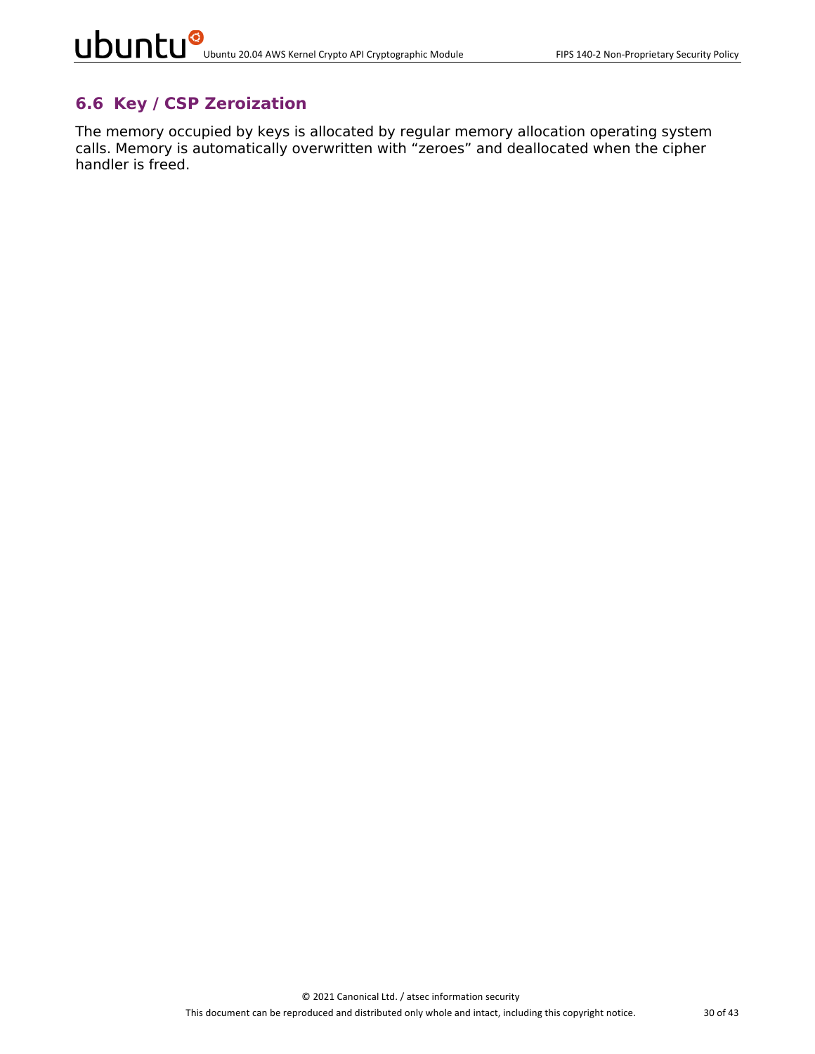### 6.6 Key / CSP Zeroization

The memory occupied by keys is allocated by regular memory allocation operating system calls. Memory is automatically overwritten with “zeroes” and deallocated when the cipher handler is freed.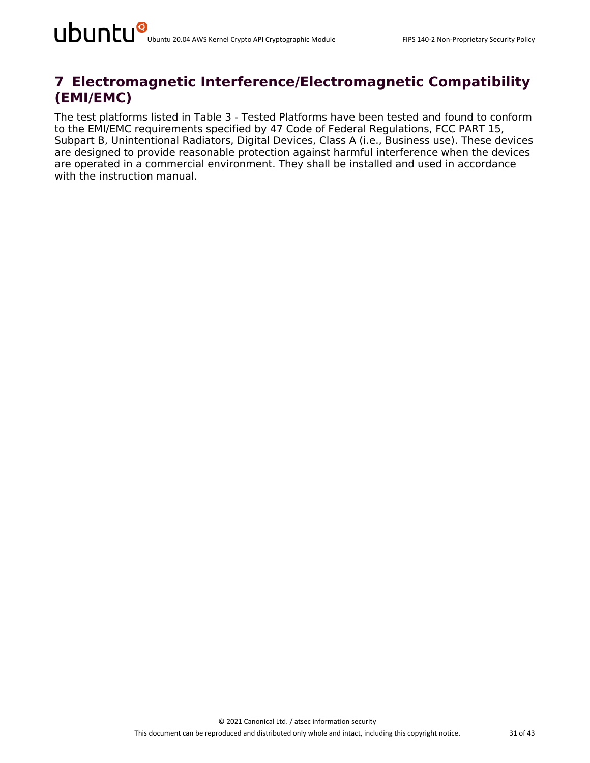# 7 Electromagnetic Interference/Electromagnetic Compatibility (EMI/EMC)

The test platforms listed in Table 3 - Tested Platforms have been tested and found to conform to the EMI/EMC requirements specified by 47 Code of Federal Regulations, FCC PART 15, Subpart B, Unintentional Radiators, Digital Devices, Class A (i.e., Business use). These devices are designed to provide reasonable protection against harmful interference when the devices are operated in a commercial environment. They shall be installed and used in accordance with the instruction manual.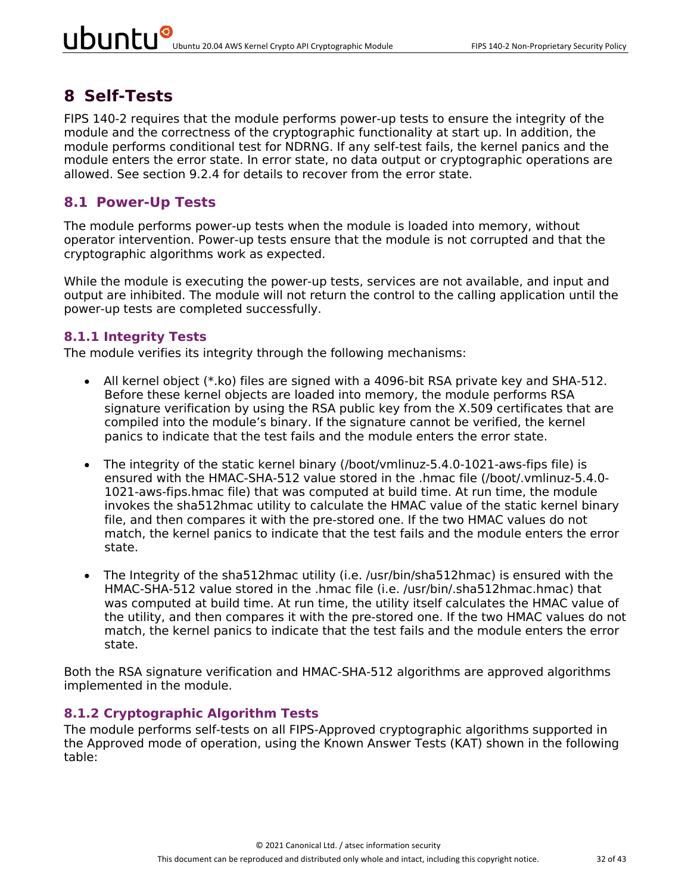# 8 Self-Tests

FIPS 140-2 requires that the module performs power-up tests to ensure the integrity of the module and the correctness of the cryptographic functionality at start up. In addition, the module performs conditional test for NDRNG. If any self-test fails, the kernel panics and the module enters the error state. In error state, no data output or cryptographic operations are allowed. See section 9.2.4 for details to recover from the error state.

## 8.1 Power-Up Tests

The module performs power-up tests when the module is loaded into memory, without operator intervention. Power-up tests ensure that the module is not corrupted and that the cryptographic algorithms work as expected.

While the module is executing the power-up tests, services are not available, and input and output are inhibited. The module will not return the control to the calling application until the power-up tests are completed successfully.

### 8.1.1 Integrity Tests

The module verifies its integrity through the following mechanisms:

- All kernel object (*.ko) files are signed with a 4096-bit RSA private key and SHA-512. Before these kernel objects are loaded into memory, the module performs RSA signature verification by using the RSA public key from the X.509 certificates that are compiled into the module's binary. If the signature cannot be verified, the kernel panics to indicate that the test fails and the module enters the error state.

- The integrity of the static kernel binary (/boot/vmlinuz-5.4.0-1021-aws-fips file) is ensured with the HMAC-SHA-512 value stored in the .hmac file (/boot/.vmlinuz-5.4.0-1021-aws-fips.hmac file) that was computed at build time. At run time, the module invokes the sha512hmac utility to calculate the HMAC value of the static kernel binary file, and then compares it with the pre-stored one. If the two HMAC values do not match, the kernel panics to indicate that the test fails and the module enters the error state.

- The Integrity of the sha512hmac utility (i.e. /usr/bin/sha512hmac) is ensured with the HMAC-SHA-512 value stored in the .hmac file (i.e. /usr/bin/.sha512hmac.hmac) that was computed at build time. At run time, the utility itself calculates the HMAC value of the utility, and then compares it with the pre-stored one. If the two HMAC values do not match, the kernel panics to indicate that the test fails and the module enters the error state.

Both the RSA signature verification and HMAC-SHA-512 algorithms are approved algorithms implemented in the module.

### 8.1.2 Cryptographic Algorithm Tests

The module performs self-tests on all FIPS-Approved cryptographic algorithms supported in the Approved mode of operation, using the Known Answer Tests (KAT) shown in the following table: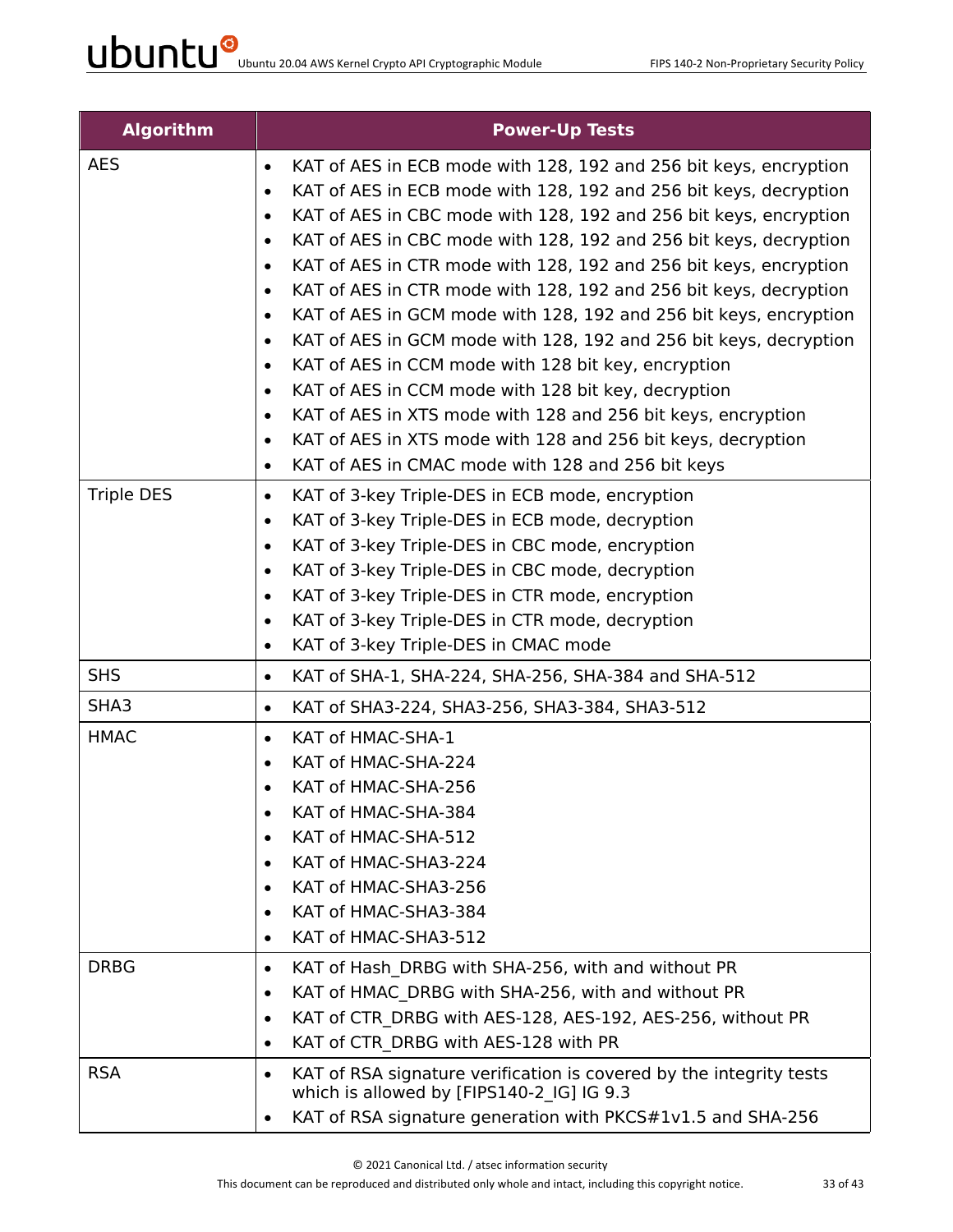| Algorithm | Power-Up Tests |
|---|---|
| AES | • KAT of AES in ECB mode with 128, 192 and 256 bit keys, encryption<br>• KAT of AES in ECB mode with 128, 192 and 256 bit keys, decryption<br>• KAT of AES in CBC mode with 128, 192 and 256 bit keys, encryption<br>• KAT of AES in CBC mode with 128, 192 and 256 bit keys, decryption<br>• KAT of AES in CTR mode with 128, 192 and 256 bit keys, encryption<br>• KAT of AES in CTR mode with 128, 192 and 256 bit keys, decryption<br>• KAT of AES in GCM mode with 128, 192 and 256 bit keys, encryption<br>• KAT of AES in GCM mode with 128, 192 and 256 bit keys, decryption<br>• KAT of AES in CCM mode with 128 bit key, encryption<br>• KAT of AES in CCM mode with 128 bit key, decryption<br>• KAT of AES in XTS mode with 128 and 256 bit keys, encryption<br>• KAT of AES in XTS mode with 128 and 256 bit keys, decryption<br>• KAT of AES in CMAC mode with 128 and 256 bit keys |
| Triple DES | • KAT of 3-key Triple-DES in ECB mode, encryption<br>• KAT of 3-key Triple-DES in ECB mode, decryption<br>• KAT of 3-key Triple-DES in CBC mode, encryption<br>• KAT of 3-key Triple-DES in CBC mode, decryption<br>• KAT of 3-key Triple-DES in CTR mode, encryption<br>• KAT of 3-key Triple-DES in CTR mode, decryption<br>• KAT of 3-key Triple-DES in CMAC mode |
| SHS | • KAT of SHA-1, SHA-224, SHA-256, SHA-384 and SHA-512 |
| SHA3 | • KAT of SHA3-224, SHA3-256, SHA3-384, SHA3-512 |
| HMAC | • KAT of HMAC-SHA-1<br>• KAT of HMAC-SHA-224<br>• KAT of HMAC-SHA-256<br>• KAT of HMAC-SHA-384<br>• KAT of HMAC-SHA-512<br>• KAT of HMAC-SHA3-224<br>• KAT of HMAC-SHA3-256<br>• KAT of HMAC-SHA3-384<br>• KAT of HMAC-SHA3-512 |
| DRBG | • KAT of Hash_DRBG with SHA-256, with and without PR<br>• KAT of HMAC_DRBG with SHA-256, with and without PR<br>• KAT of CTR_DRBG with AES-128, AES-192, AES-256, without PR<br>• KAT of CTR_DRBG with AES-128 with PR |
| RSA | • KAT of RSA signature verification is covered by the integrity tests which is allowed by [FIPS140-2_IG] IG 9.3<br>• KAT of RSA signature generation with PKCS#1v1.5 and SHA-256 |

© 2021 Canonical Ltd. / atsec information security

This document can be reproduced and distributed only whole and intact, including this copyright notice.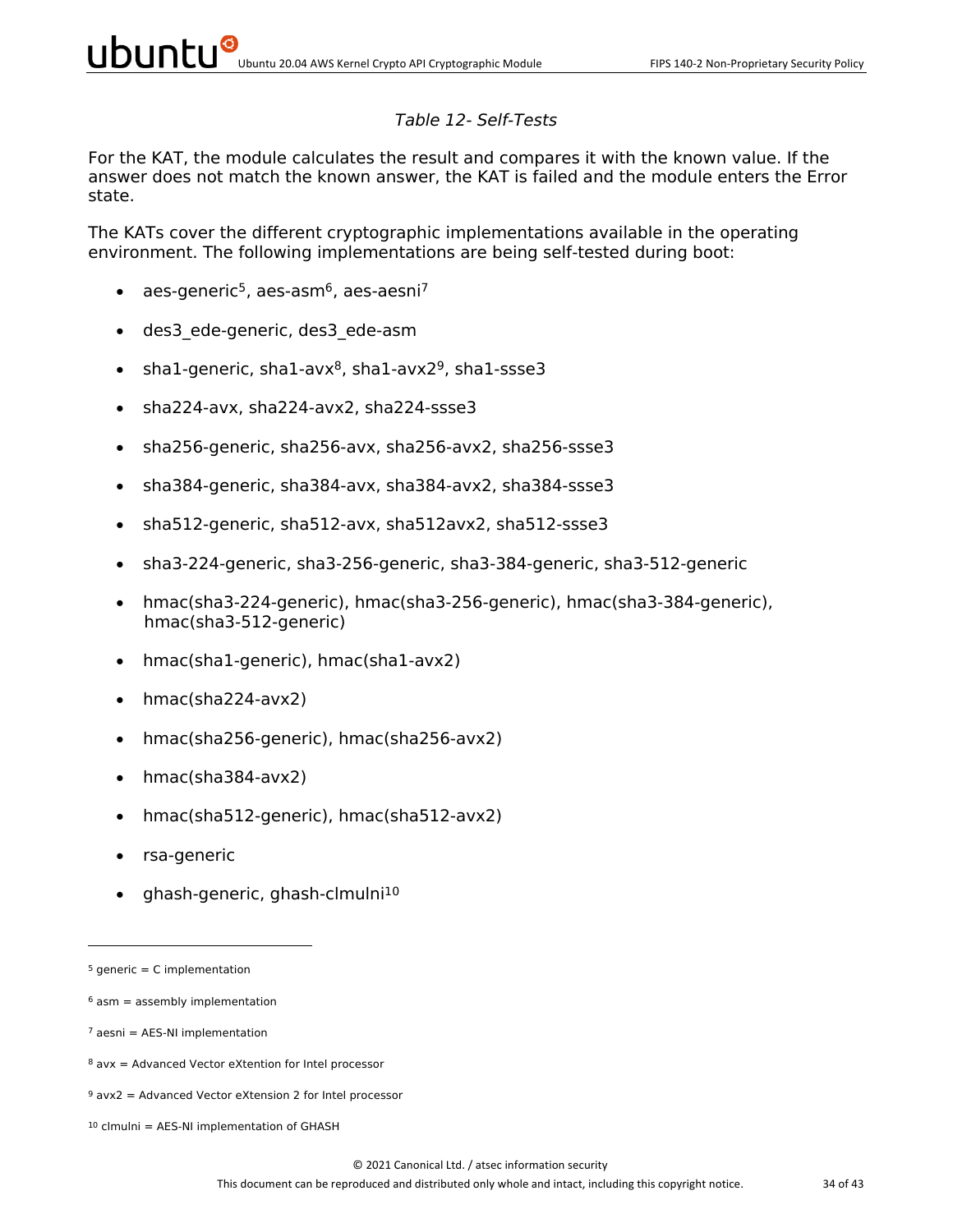*Table 12- Self-Tests*

For the KAT, the module calculates the result and compares it with the known value. If the answer does not match the known answer, the KAT is failed and the module enters the Error state.

The KATs cover the different cryptographic implementations available in the operating environment. The following implementations are being self-tested during boot:

- aes-generic[5], aes-asm[6], aes-aesni[7]
- des3_ede-generic, des3_ede-asm
- sha1-generic, sha1-avx[8], sha1-avx2[9], sha1-ssse3
- sha224-avx, sha224-avx2, sha224-ssse3
- sha256-generic, sha256-avx, sha256-avx2, sha256-ssse3
- sha384-generic, sha384-avx, sha384-avx2, sha384-ssse3
- sha512-generic, sha512-avx, sha512avx2, sha512-ssse3
- sha3-224-generic, sha3-256-generic, sha3-384-generic, sha3-512-generic
- hmac(sha3-224-generic), hmac(sha3-256-generic), hmac(sha3-384-generic), hmac(sha3-512-generic)
- hmac(sha1-generic), hmac(sha1-avx2)
- hmac(sha224-avx2)
- hmac(sha256-generic), hmac(sha256-avx2)
- hmac(sha384-avx2)
- hmac(sha512-generic), hmac(sha512-avx2)
- rsa-generic
- ghash-generic, ghash-clmulni[10]

---

[5] generic = C implementation

[6] asm = assembly implementation

[7] aesni = AES-NI implementation

[8] avx = Advanced Vector eXtention for Intel processor

[9] avx2 = Advanced Vector eXtension 2 for Intel processor

[10] clmulni = AES-NI implementation of GHASH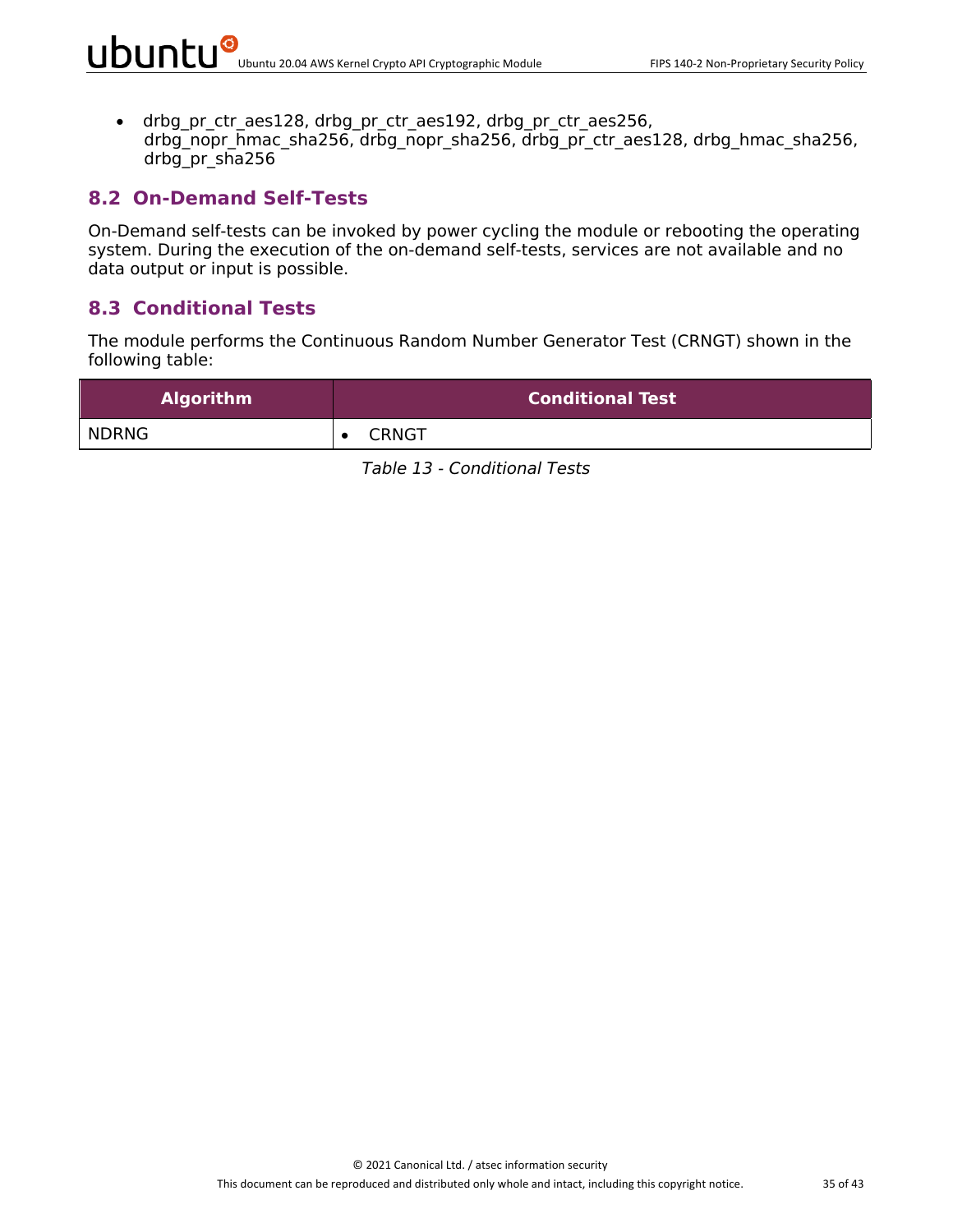- drbg_pr_ctr_aes128, drbg_pr_ctr_aes192, drbg_pr_ctr_aes256, drbg_nopr_hmac_sha256, drbg_nopr_sha256, drbg_pr_ctr_aes128, drbg_hmac_sha256, drbg_pr_sha256

## 8.2 On-Demand Self-Tests

On-Demand self-tests can be invoked by power cycling the module or rebooting the operating system. During the execution of the on-demand self-tests, services are not available and no data output or input is possible.

## 8.3 Conditional Tests

The module performs the Continuous Random Number Generator Test (CRNGT) shown in the following table:

| Algorithm | Conditional Test |
|---|---|
| NDRNG | • CRNGT |

*Table 13 - Conditional Tests*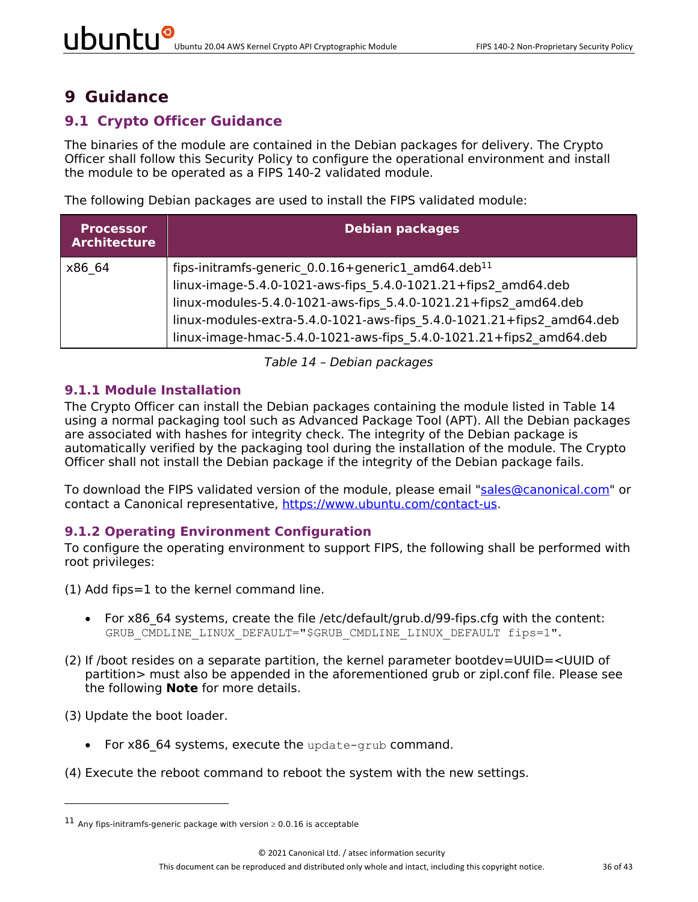# 9 Guidance

## 9.1 Crypto Officer Guidance

The binaries of the module are contained in the Debian packages for delivery. The Crypto Officer shall follow this Security Policy to configure the operational environment and install the module to be operated as a FIPS 140-2 validated module.

The following Debian packages are used to install the FIPS validated module:

| Processor Architecture | Debian packages |
|---|---|
| x86_64 | fips-initramfs-generic_0.0.16+generic1_amd64.deb[11]<br>linux-image-5.4.0-1021-aws-fips_5.4.0-1021.21+fips2_amd64.deb<br>linux-modules-5.4.0-1021-aws-fips_5.4.0-1021.21+fips2_amd64.deb<br>linux-modules-extra-5.4.0-1021-aws-fips_5.4.0-1021.21+fips2_amd64.deb<br>linux-image-hmac-5.4.0-1021-aws-fips_5.4.0-1021.21+fips2_amd64.deb |

*Table 14 – Debian packages*

### 9.1.1 Module Installation

The Crypto Officer can install the Debian packages containing the module listed in Table 14 using a normal packaging tool such as Advanced Package Tool (APT). All the Debian packages are associated with hashes for integrity check. The integrity of the Debian package is automatically verified by the packaging tool during the installation of the module. The Crypto Officer shall not install the Debian package if the integrity of the Debian package fails.

To download the FIPS validated version of the module, please email "sales@canonical.com" or contact a Canonical representative, https://www.ubuntu.com/contact-us.

### 9.1.2 Operating Environment Configuration

To configure the operating environment to support FIPS, the following shall be performed with root privileges:

(1) Add fips=1 to the kernel command line.

- For x86_64 systems, create the file /etc/default/grub.d/99-fips.cfg with the content: `GRUB_CMDLINE_LINUX_DEFAULT="$GRUB_CMDLINE_LINUX_DEFAULT fips=1"`.

(2) If /boot resides on a separate partition, the kernel parameter bootdev=UUID=<UUID of partition> must also be appended in the aforementioned grub or zipl.conf file. Please see the following **Note** for more details.

(3) Update the boot loader.

- For x86_64 systems, execute the `update-grub` command.

(4) Execute the reboot command to reboot the system with the new settings.

---

[11] Any fips-initramfs-generic package with version ≥ 0.0.16 is acceptable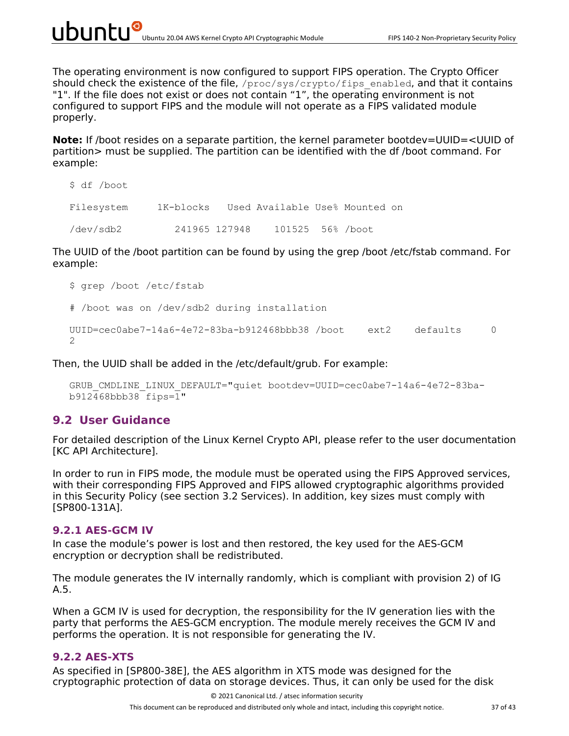The operating environment is now configured to support FIPS operation. The Crypto Officer should check the existence of the file, `/proc/sys/crypto/fips_enabled`, and that it contains "1". If the file does not exist or does not contain "1", the operating environment is not configured to support FIPS and the module will not operate as a FIPS validated module properly.

**Note:** If /boot resides on a separate partition, the kernel parameter bootdev=UUID=<UUID of partition> must be supplied. The partition can be identified with the df /boot command. For example:

```
$ df /boot

Filesystem     1K-blocks   Used Available Use% Mounted on

/dev/sdb2         241965 127948    101525  56% /boot
```

The UUID of the /boot partition can be found by using the grep /boot /etc/fstab command. For example:

```
$ grep /boot /etc/fstab

# /boot was on /dev/sdb2 during installation

UUID=cec0abe7-14a6-4e72-83ba-b912468bbb38 /boot    ext2    defaults     0
2
```

Then, the UUID shall be added in the /etc/default/grub. For example:

```
GRUB_CMDLINE_LINUX_DEFAULT="quiet bootdev=UUID=cec0abe7-14a6-4e72-83ba-
b912468bbb38 fips=1"
```

## 9.2 User Guidance

For detailed description of the Linux Kernel Crypto API, please refer to the user documentation [KC API Architecture].

In order to run in FIPS mode, the module must be operated using the FIPS Approved services, with their corresponding FIPS Approved and FIPS allowed cryptographic algorithms provided in this Security Policy (see section 3.2 Services). In addition, key sizes must comply with [SP800-131A].

### 9.2.1 AES-GCM IV

In case the module's power is lost and then restored, the key used for the AES-GCM encryption or decryption shall be redistributed.

The module generates the IV internally randomly, which is compliant with provision 2) of IG A.5.

When a GCM IV is used for decryption, the responsibility for the IV generation lies with the party that performs the AES-GCM encryption. The module merely receives the GCM IV and performs the operation. It is not responsible for generating the IV.

### 9.2.2 AES-XTS

As specified in [SP800-38E], the AES algorithm in XTS mode was designed for the cryptographic protection of data on storage devices. Thus, it can only be used for the disk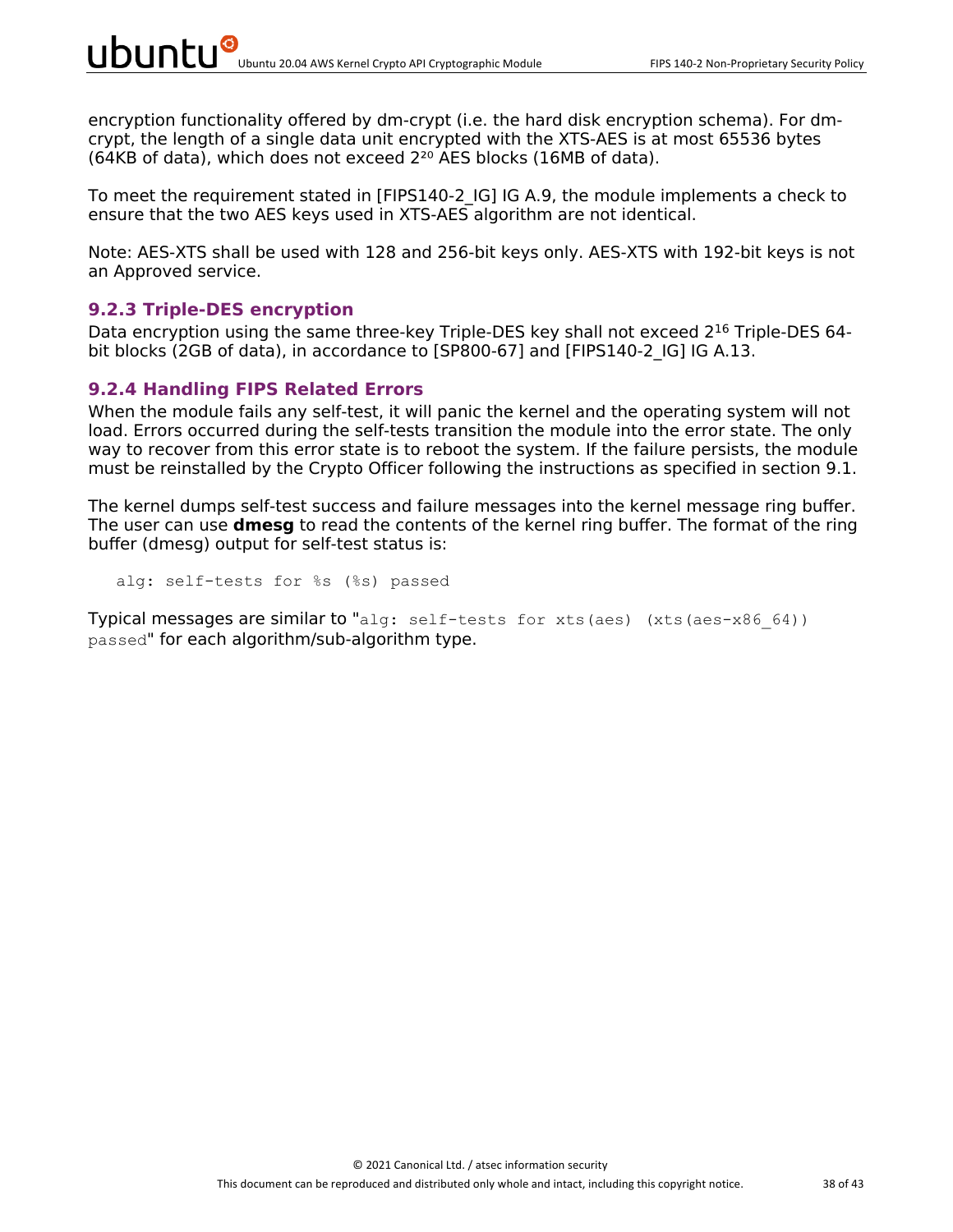encryption functionality offered by dm-crypt (i.e. the hard disk encryption schema). For dm-crypt, the length of a single data unit encrypted with the XTS-AES is at most 65536 bytes (64KB of data), which does not exceed $2^{20}$ AES blocks (16MB of data).

To meet the requirement stated in [FIPS140-2_IG] IG A.9, the module implements a check to ensure that the two AES keys used in XTS-AES algorithm are not identical.

Note: AES-XTS shall be used with 128 and 256-bit keys only. AES-XTS with 192-bit keys is not an Approved service.

### 9.2.3 Triple-DES encryption

Data encryption using the same three-key Triple-DES key shall not exceed $2^{16}$ Triple-DES 64-bit blocks (2GB of data), in accordance to [SP800-67] and [FIPS140-2_IG] IG A.13.

### 9.2.4 Handling FIPS Related Errors

When the module fails any self-test, it will panic the kernel and the operating system will not load. Errors occurred during the self-tests transition the module into the error state. The only way to recover from this error state is to reboot the system. If the failure persists, the module must be reinstalled by the Crypto Officer following the instructions as specified in section 9.1.

The kernel dumps self-test success and failure messages into the kernel message ring buffer. The user can use **dmesg** to read the contents of the kernel ring buffer. The format of the ring buffer (dmesg) output for self-test status is:

```
alg: self-tests for %s (%s) passed
```

Typical messages are similar to "`alg: self-tests for xts(aes) (xts(aes-x86_64)) passed`" for each algorithm/sub-algorithm type.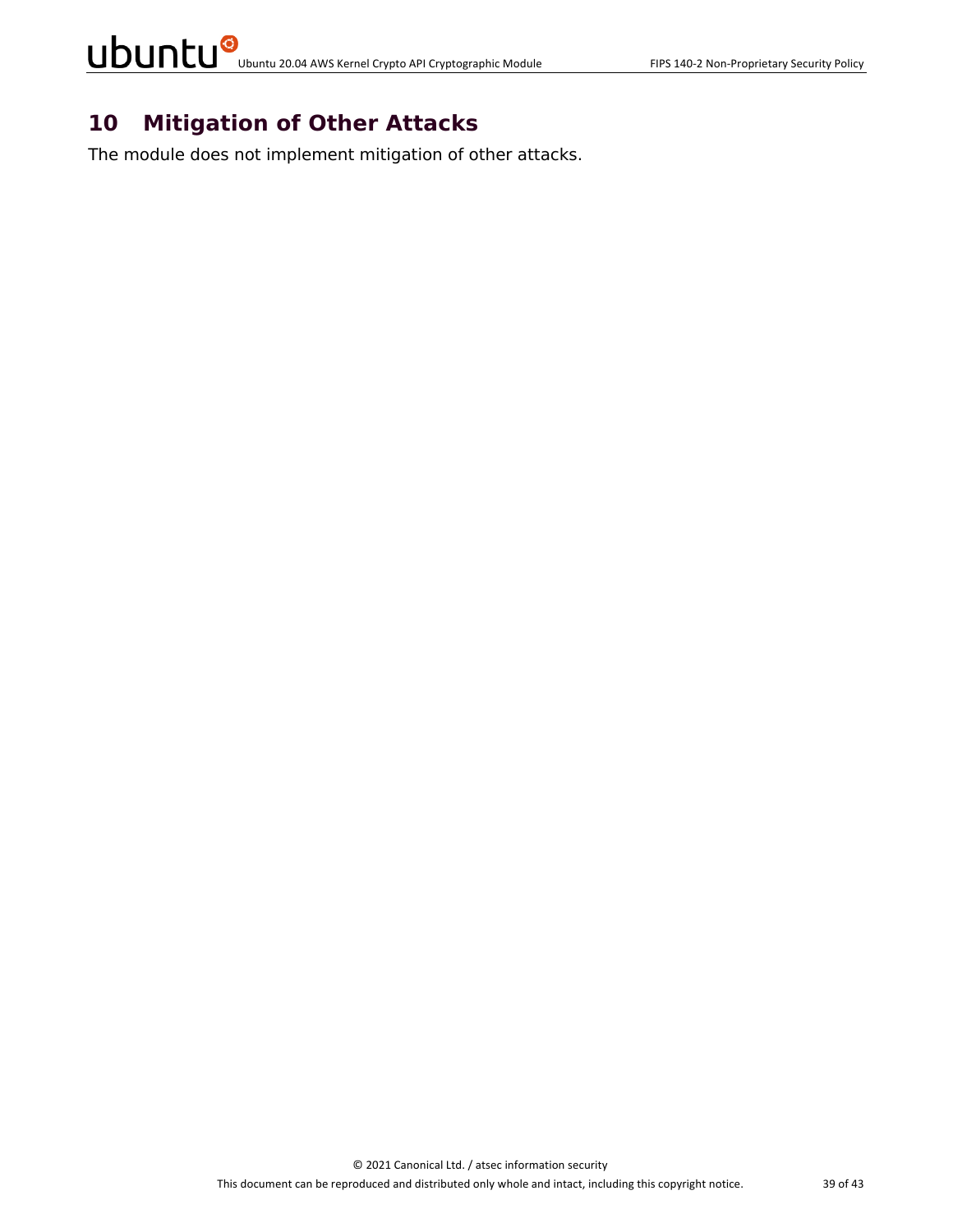# 10 Mitigation of Other Attacks

The module does not implement mitigation of other attacks.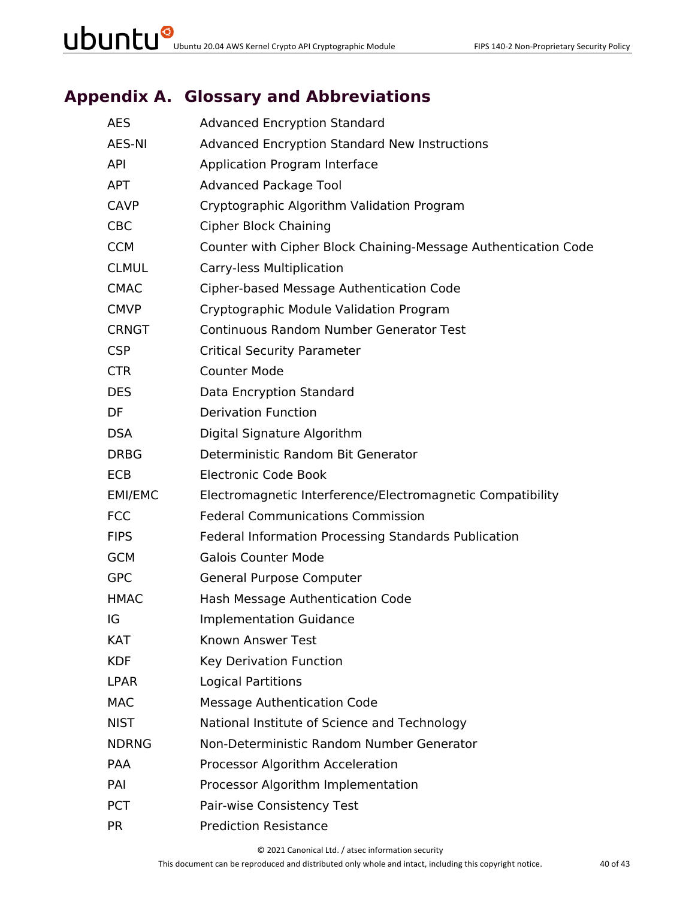# Appendix A. Glossary and Abbreviations

| | |
|---|---|
| AES | Advanced Encryption Standard |
| AES-NI | Advanced Encryption Standard New Instructions |
| API | Application Program Interface |
| APT | Advanced Package Tool |
| CAVP | Cryptographic Algorithm Validation Program |
| CBC | Cipher Block Chaining |
| CCM | Counter with Cipher Block Chaining-Message Authentication Code |
| CLMUL | Carry-less Multiplication |
| CMAC | Cipher-based Message Authentication Code |
| CMVP | Cryptographic Module Validation Program |
| CRNGT | Continuous Random Number Generator Test |
| CSP | Critical Security Parameter |
| CTR | Counter Mode |
| DES | Data Encryption Standard |
| DF | Derivation Function |
| DSA | Digital Signature Algorithm |
| DRBG | Deterministic Random Bit Generator |
| ECB | Electronic Code Book |
| EMI/EMC | Electromagnetic Interference/Electromagnetic Compatibility |
| FCC | Federal Communications Commission |
| FIPS | Federal Information Processing Standards Publication |
| GCM | Galois Counter Mode |
| GPC | General Purpose Computer |
| HMAC | Hash Message Authentication Code |
| IG | Implementation Guidance |
| KAT | Known Answer Test |
| KDF | Key Derivation Function |
| LPAR | Logical Partitions |
| MAC | Message Authentication Code |
| NIST | National Institute of Science and Technology |
| NDRNG | Non-Deterministic Random Number Generator |
| PAA | Processor Algorithm Acceleration |
| PAI | Processor Algorithm Implementation |
| PCT | Pair-wise Consistency Test |
| PR | Prediction Resistance |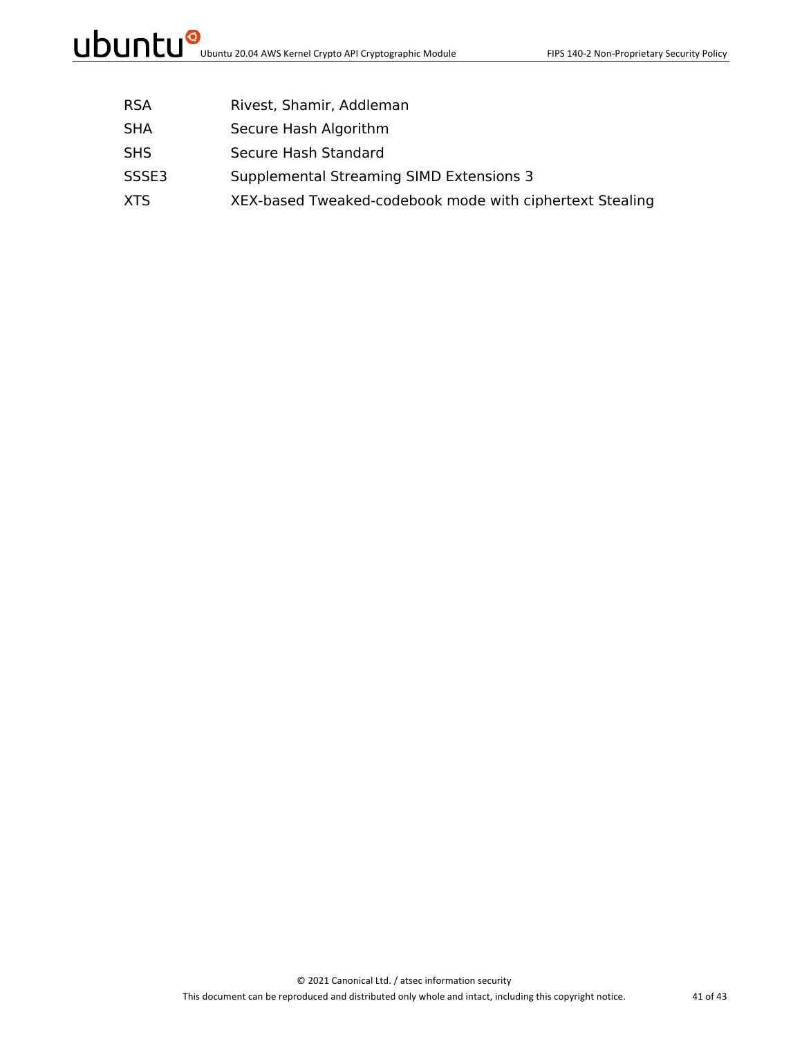| | |
|---|---|
| RSA | Rivest, Shamir, Addleman |
| SHA | Secure Hash Algorithm |
| SHS | Secure Hash Standard |
| SSSE3 | Supplemental Streaming SIMD Extensions 3 |
| XTS | XEX-based Tweaked-codebook mode with ciphertext Stealing |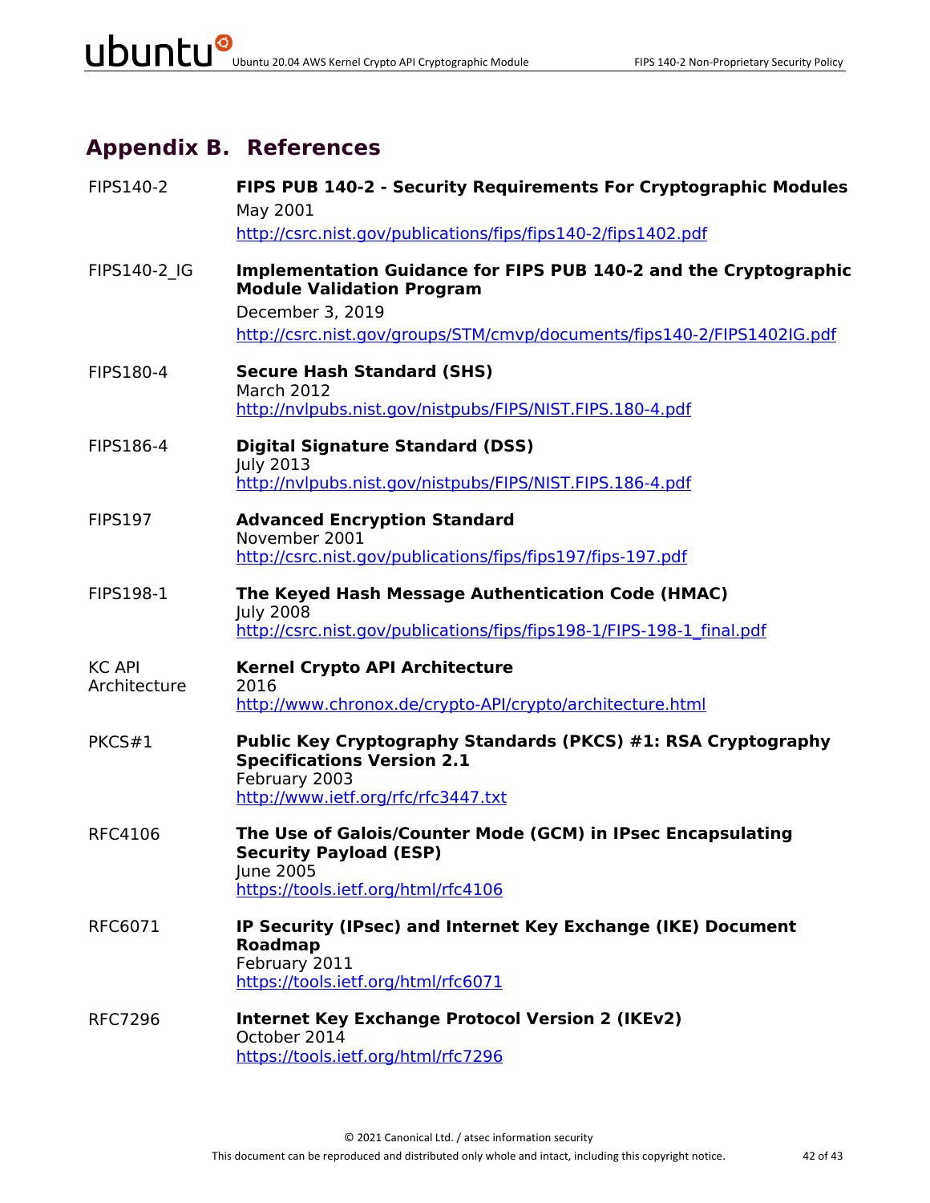# Appendix B. References

| | |
|---|---|
| FIPS140-2 | **FIPS PUB 140-2 - Security Requirements For Cryptographic Modules**<br>May 2001<br>http://csrc.nist.gov/publications/fips/fips140-2/fips1402.pdf |
| FIPS140-2_IG | **Implementation Guidance for FIPS PUB 140-2 and the Cryptographic Module Validation Program**<br>December 3, 2019<br>http://csrc.nist.gov/groups/STM/cmvp/documents/fips140-2/FIPS1402IG.pdf |
| FIPS180-4 | **Secure Hash Standard (SHS)**<br>March 2012<br>http://nvlpubs.nist.gov/nistpubs/FIPS/NIST.FIPS.180-4.pdf |
| FIPS186-4 | **Digital Signature Standard (DSS)**<br>July 2013<br>http://nvlpubs.nist.gov/nistpubs/FIPS/NIST.FIPS.186-4.pdf |
| FIPS197 | **Advanced Encryption Standard**<br>November 2001<br>http://csrc.nist.gov/publications/fips/fips197/fips-197.pdf |
| FIPS198-1 | **The Keyed Hash Message Authentication Code (HMAC)**<br>July 2008<br>http://csrc.nist.gov/publications/fips/fips198-1/FIPS-198-1_final.pdf |
| KC API Architecture | **Kernel Crypto API Architecture**<br>2016<br>http://www.chronox.de/crypto-API/crypto/architecture.html |
| PKCS#1 | **Public Key Cryptography Standards (PKCS) #1: RSA Cryptography Specifications Version 2.1**<br>February 2003<br>http://www.ietf.org/rfc/rfc3447.txt |
| RFC4106 | **The Use of Galois/Counter Mode (GCM) in IPsec Encapsulating Security Payload (ESP)**<br>June 2005<br>https://tools.ietf.org/html/rfc4106 |
| RFC6071 | **IP Security (IPsec) and Internet Key Exchange (IKE) Document Roadmap**<br>February 2011<br>https://tools.ietf.org/html/rfc6071 |
| RFC7296 | **Internet Key Exchange Protocol Version 2 (IKEv2)**<br>October 2014<br>https://tools.ietf.org/html/rfc7296 |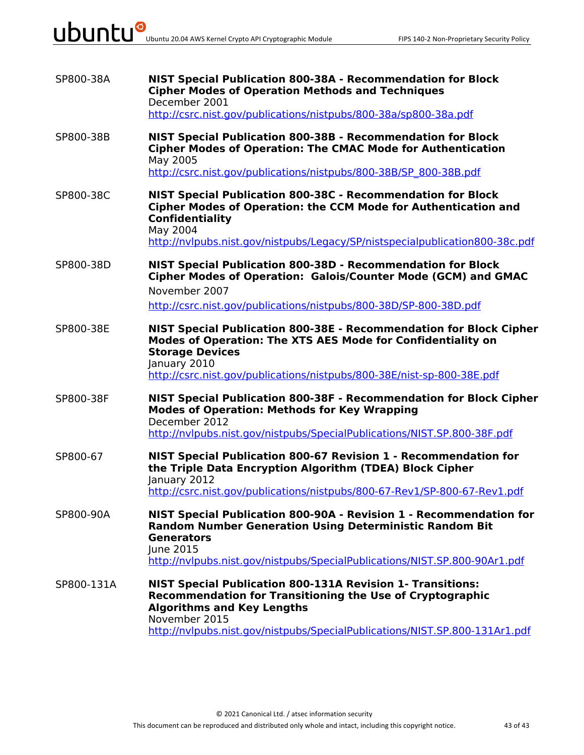| | |
|---|---|
| SP800-38A | **NIST Special Publication 800-38A - Recommendation for Block Cipher Modes of Operation Methods and Techniques**<br>December 2001<br>http://csrc.nist.gov/publications/nistpubs/800-38a/sp800-38a.pdf |
| SP800-38B | **NIST Special Publication 800-38B - Recommendation for Block Cipher Modes of Operation: The CMAC Mode for Authentication**<br>May 2005<br>http://csrc.nist.gov/publications/nistpubs/800-38B/SP_800-38B.pdf |
| SP800-38C | **NIST Special Publication 800-38C - Recommendation for Block Cipher Modes of Operation: the CCM Mode for Authentication and Confidentiality**<br>May 2004<br>http://nvlpubs.nist.gov/nistpubs/Legacy/SP/nistspecialpublication800-38c.pdf |
| SP800-38D | **NIST Special Publication 800-38D - Recommendation for Block Cipher Modes of Operation: Galois/Counter Mode (GCM) and GMAC**<br>November 2007<br>http://csrc.nist.gov/publications/nistpubs/800-38D/SP-800-38D.pdf |
| SP800-38E | **NIST Special Publication 800-38E - Recommendation for Block Cipher Modes of Operation: The XTS AES Mode for Confidentiality on Storage Devices**<br>January 2010<br>http://csrc.nist.gov/publications/nistpubs/800-38E/nist-sp-800-38E.pdf |
| SP800-38F | **NIST Special Publication 800-38F - Recommendation for Block Cipher Modes of Operation: Methods for Key Wrapping**<br>December 2012<br>http://nvlpubs.nist.gov/nistpubs/SpecialPublications/NIST.SP.800-38F.pdf |
| SP800-67 | **NIST Special Publication 800-67 Revision 1 - Recommendation for the Triple Data Encryption Algorithm (TDEA) Block Cipher**<br>January 2012<br>http://csrc.nist.gov/publications/nistpubs/800-67-Rev1/SP-800-67-Rev1.pdf |
| SP800-90A | **NIST Special Publication 800-90A - Revision 1 - Recommendation for Random Number Generation Using Deterministic Random Bit Generators**<br>June 2015<br>http://nvlpubs.nist.gov/nistpubs/SpecialPublications/NIST.SP.800-90Ar1.pdf |
| SP800-131A | **NIST Special Publication 800-131A Revision 1- Transitions: Recommendation for Transitioning the Use of Cryptographic Algorithms and Key Lengths**<br>November 2015<br>http://nvlpubs.nist.gov/nistpubs/SpecialPublications/NIST.SP.800-131Ar1.pdf |

© 2021 Canonical Ltd. / atsec information security

This document can be reproduced and distributed only whole and intact, including this copyright notice.